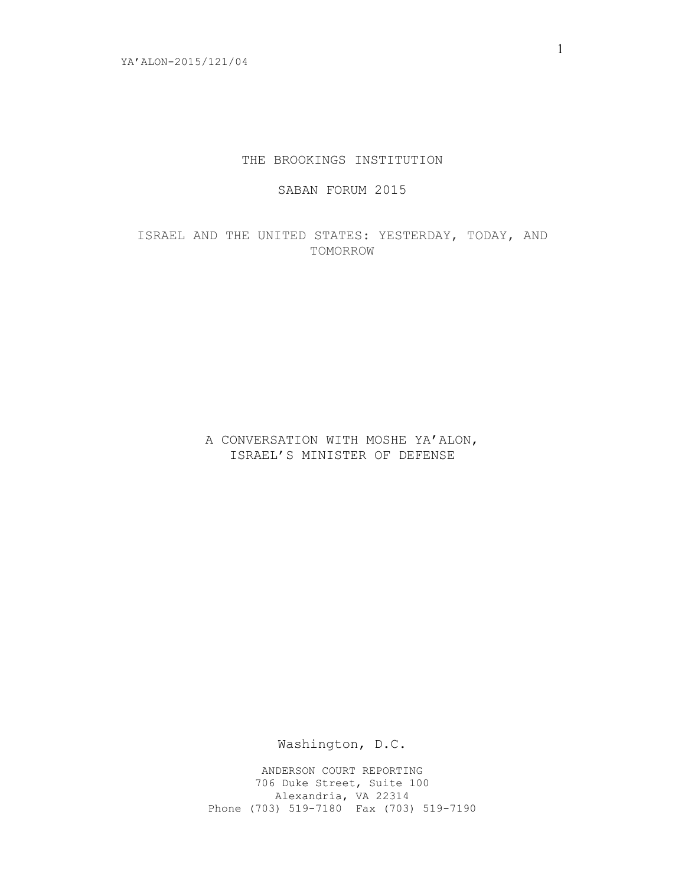# THE BROOKINGS INSTITUTION

## SABAN FORUM 2015

## ISRAEL AND THE UNITED STATES: YESTERDAY, TODAY, AND TOMORROW

## A CONVERSATION WITH MOSHE YA'ALON, ISRAEL'S MINISTER OF DEFENSE

Washington, D.C.

ANDERSON COURT REPORTING
706 Duke Street, Suite 100
Alexandria, VA 22314
Phone (703) 519-7180 Fax (703) 519-7190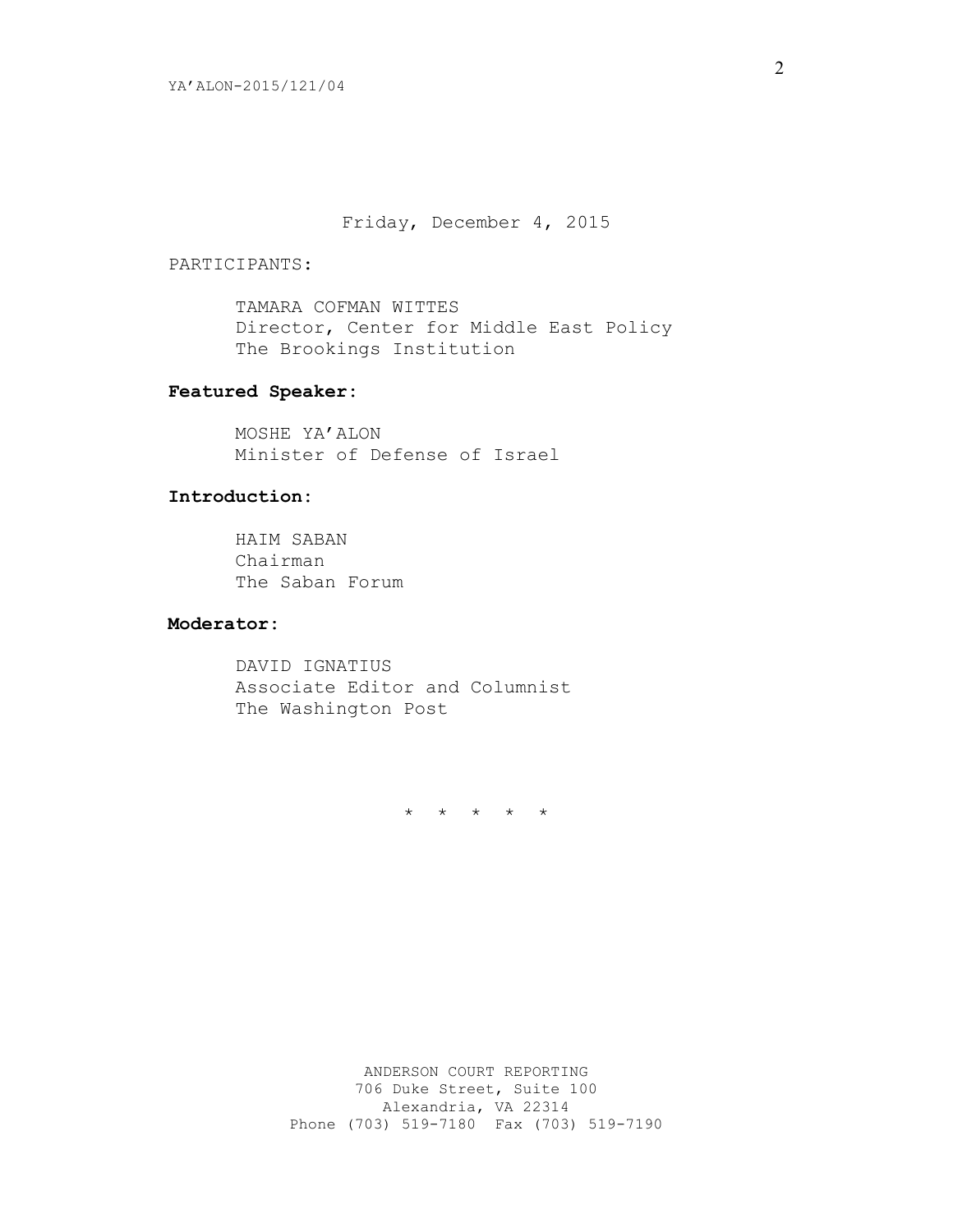Friday, December 4, 2015

PARTICIPANTS:

TAMARA COFMAN WITTES
Director, Center for Middle East Policy
The Brookings Institution

**Featured Speaker:**

MOSHE YA'ALON
Minister of Defense of Israel

**Introduction:**

HAIM SABAN
Chairman
The Saban Forum

**Moderator:**

DAVID IGNATIUS
Associate Editor and Columnist
The Washington Post

\* \* \* \* \*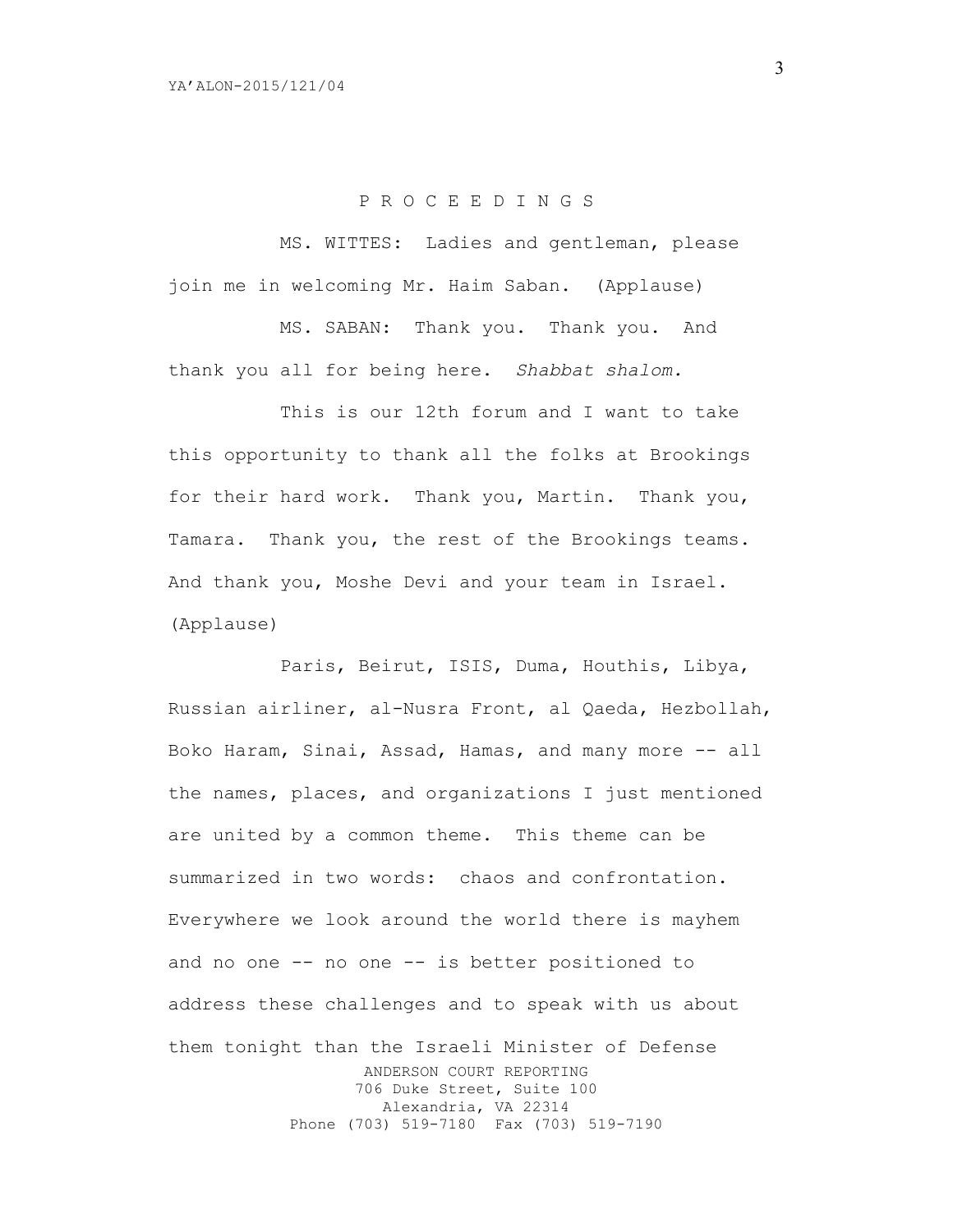P R O C E E D I N G S

MS. WITTES: Ladies and gentleman, please join me in welcoming Mr. Haim Saban. (Applause)

MS. SABAN: Thank you. Thank you. And thank you all for being here. *Shabbat shalom.*

This is our 12th forum and I want to take this opportunity to thank all the folks at Brookings for their hard work. Thank you, Martin. Thank you, Tamara. Thank you, the rest of the Brookings teams. And thank you, Moshe Devi and your team in Israel. (Applause)

Paris, Beirut, ISIS, Duma, Houthis, Libya, Russian airliner, al-Nusra Front, al Qaeda, Hezbollah, Boko Haram, Sinai, Assad, Hamas, and many more -- all the names, places, and organizations I just mentioned are united by a common theme. This theme can be summarized in two words: chaos and confrontation. Everywhere we look around the world there is mayhem and no one -- no one -- is better positioned to address these challenges and to speak with us about them tonight than the Israeli Minister of Defense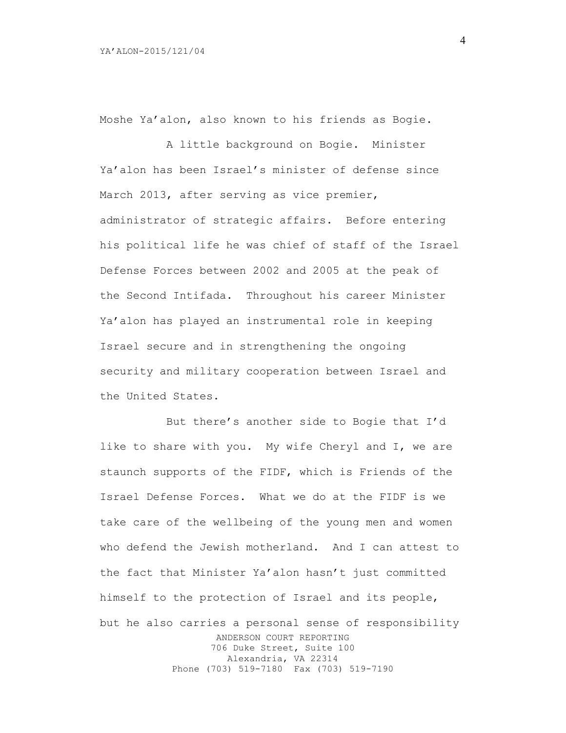Moshe Ya'alon, also known to his friends as Bogie.

A little background on Bogie. Minister Ya'alon has been Israel's minister of defense since March 2013, after serving as vice premier, administrator of strategic affairs. Before entering his political life he was chief of staff of the Israel Defense Forces between 2002 and 2005 at the peak of the Second Intifada. Throughout his career Minister Ya'alon has played an instrumental role in keeping Israel secure and in strengthening the ongoing security and military cooperation between Israel and the United States.

But there's another side to Bogie that I'd like to share with you. My wife Cheryl and I, we are staunch supports of the FIDF, which is Friends of the Israel Defense Forces. What we do at the FIDF is we take care of the wellbeing of the young men and women who defend the Jewish motherland. And I can attest to the fact that Minister Ya'alon hasn't just committed himself to the protection of Israel and its people, but he also carries a personal sense of responsibility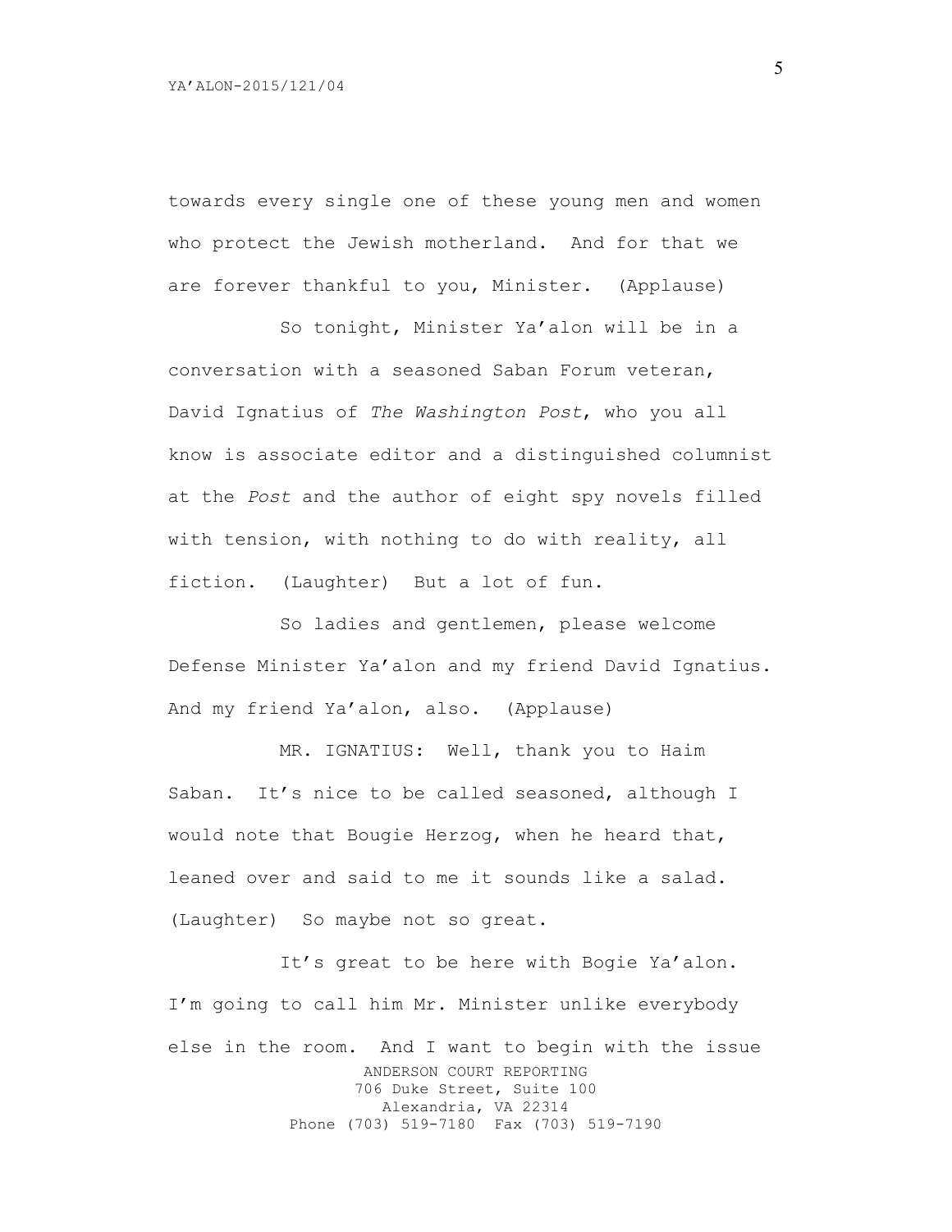towards every single one of these young men and women who protect the Jewish motherland. And for that we are forever thankful to you, Minister. (Applause)

So tonight, Minister Ya'alon will be in a conversation with a seasoned Saban Forum veteran, David Ignatius of *The Washington Post*, who you all know is associate editor and a distinguished columnist at the *Post* and the author of eight spy novels filled with tension, with nothing to do with reality, all fiction. (Laughter) But a lot of fun.

So ladies and gentlemen, please welcome Defense Minister Ya'alon and my friend David Ignatius. And my friend Ya'alon, also. (Applause)

MR. IGNATIUS: Well, thank you to Haim Saban. It's nice to be called seasoned, although I would note that Bougie Herzog, when he heard that, leaned over and said to me it sounds like a salad. (Laughter) So maybe not so great.

It's great to be here with Bogie Ya'alon. I'm going to call him Mr. Minister unlike everybody else in the room. And I want to begin with the issue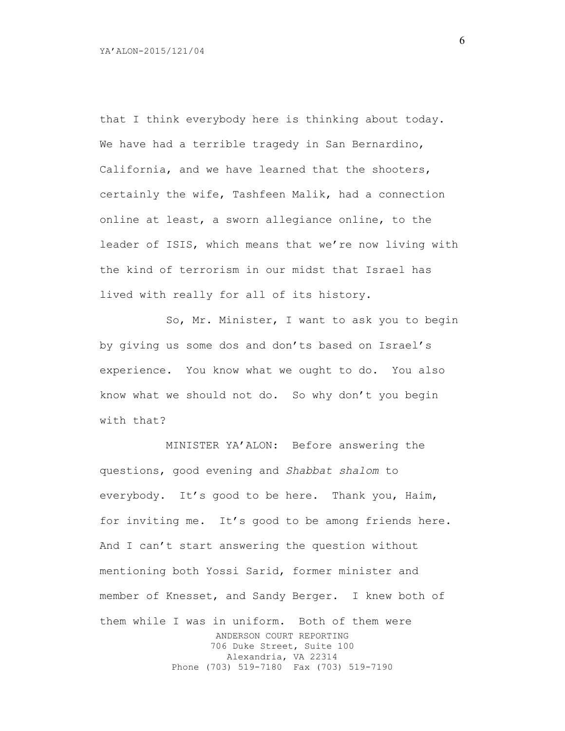that I think everybody here is thinking about today. We have had a terrible tragedy in San Bernardino, California, and we have learned that the shooters, certainly the wife, Tashfeen Malik, had a connection online at least, a sworn allegiance online, to the leader of ISIS, which means that we're now living with the kind of terrorism in our midst that Israel has lived with really for all of its history.

So, Mr. Minister, I want to ask you to begin by giving us some dos and don'ts based on Israel's experience. You know what we ought to do. You also know what we should not do. So why don't you begin with that?

MINISTER YA'ALON: Before answering the questions, good evening and *Shabbat shalom* to everybody. It's good to be here. Thank you, Haim, for inviting me. It's good to be among friends here. And I can't start answering the question without mentioning both Yossi Sarid, former minister and member of Knesset, and Sandy Berger. I knew both of them while I was in uniform. Both of them were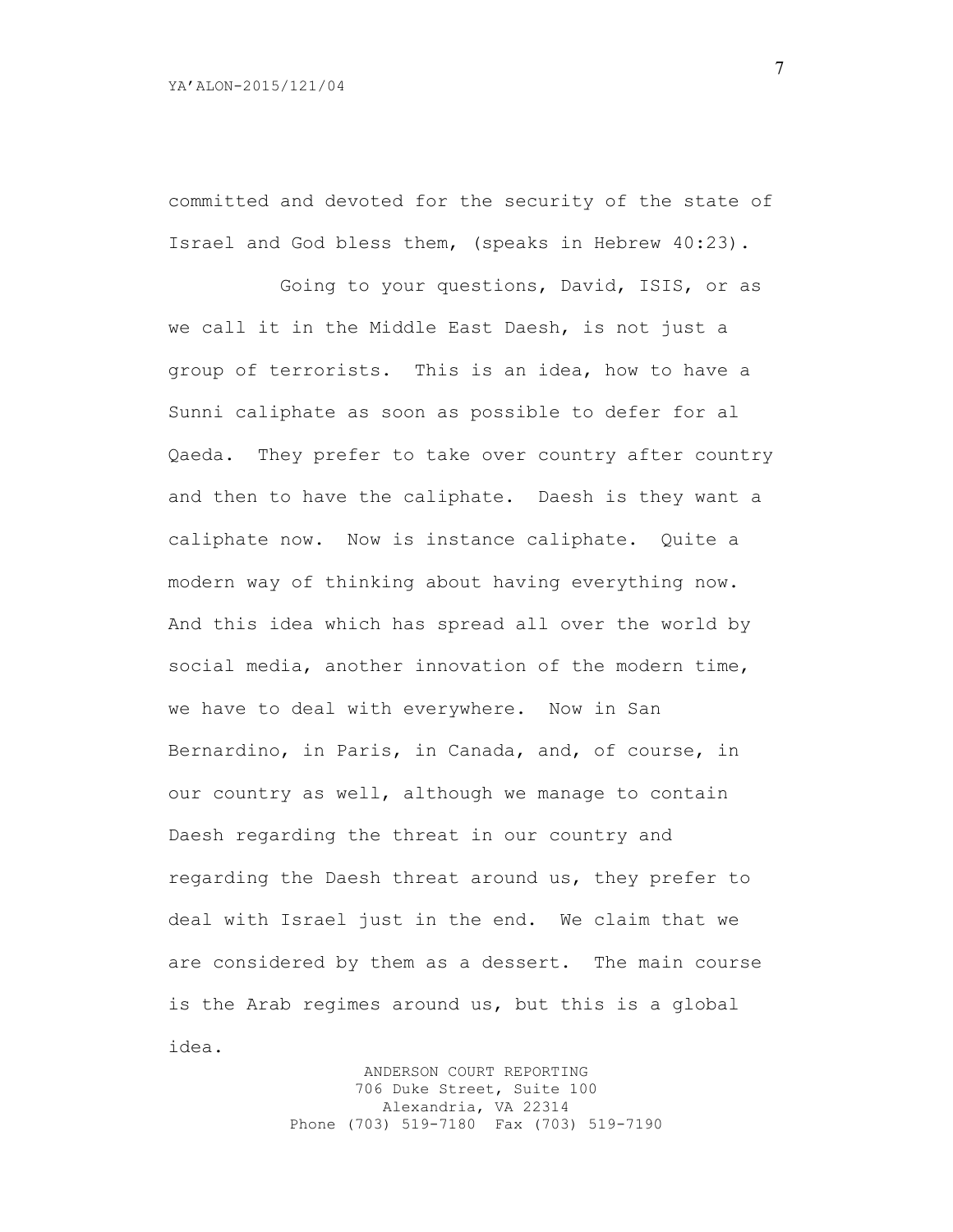committed and devoted for the security of the state of Israel and God bless them, (speaks in Hebrew 40:23).

Going to your questions, David, ISIS, or as we call it in the Middle East Daesh, is not just a group of terrorists. This is an idea, how to have a Sunni caliphate as soon as possible to defer for al Qaeda. They prefer to take over country after country and then to have the caliphate. Daesh is they want a caliphate now. Now is instance caliphate. Quite a modern way of thinking about having everything now. And this idea which has spread all over the world by social media, another innovation of the modern time, we have to deal with everywhere. Now in San Bernardino, in Paris, in Canada, and, of course, in our country as well, although we manage to contain Daesh regarding the threat in our country and regarding the Daesh threat around us, they prefer to deal with Israel just in the end. We claim that we are considered by them as a dessert. The main course is the Arab regimes around us, but this is a global idea.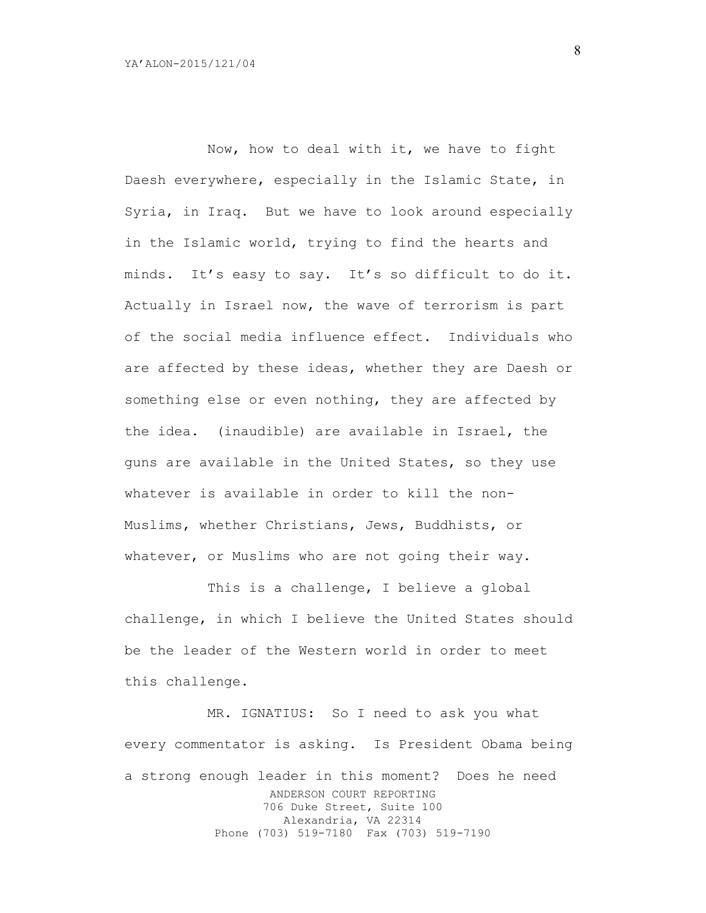Now, how to deal with it, we have to fight Daesh everywhere, especially in the Islamic State, in Syria, in Iraq. But we have to look around especially in the Islamic world, trying to find the hearts and minds. It's easy to say. It's so difficult to do it. Actually in Israel now, the wave of terrorism is part of the social media influence effect. Individuals who are affected by these ideas, whether they are Daesh or something else or even nothing, they are affected by the idea. (inaudible) are available in Israel, the guns are available in the United States, so they use whatever is available in order to kill the non-Muslims, whether Christians, Jews, Buddhists, or whatever, or Muslims who are not going their way.

This is a challenge, I believe a global challenge, in which I believe the United States should be the leader of the Western world in order to meet this challenge.

MR. IGNATIUS: So I need to ask you what every commentator is asking. Is President Obama being a strong enough leader in this moment? Does he need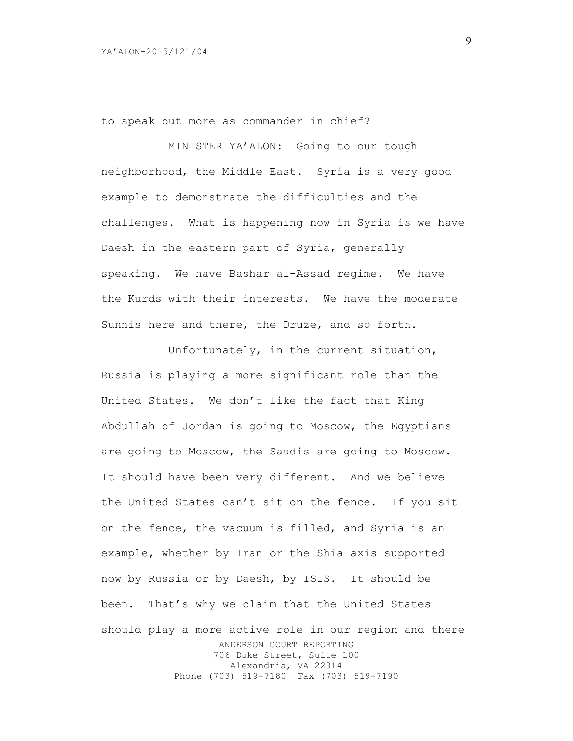to speak out more as commander in chief?

MINISTER YA'ALON: Going to our tough neighborhood, the Middle East. Syria is a very good example to demonstrate the difficulties and the challenges. What is happening now in Syria is we have Daesh in the eastern part of Syria, generally speaking. We have Bashar al-Assad regime. We have the Kurds with their interests. We have the moderate Sunnis here and there, the Druze, and so forth.

Unfortunately, in the current situation, Russia is playing a more significant role than the United States. We don't like the fact that King Abdullah of Jordan is going to Moscow, the Egyptians are going to Moscow, the Saudis are going to Moscow. It should have been very different. And we believe the United States can't sit on the fence. If you sit on the fence, the vacuum is filled, and Syria is an example, whether by Iran or the Shia axis supported now by Russia or by Daesh, by ISIS. It should be been. That's why we claim that the United States should play a more active role in our region and there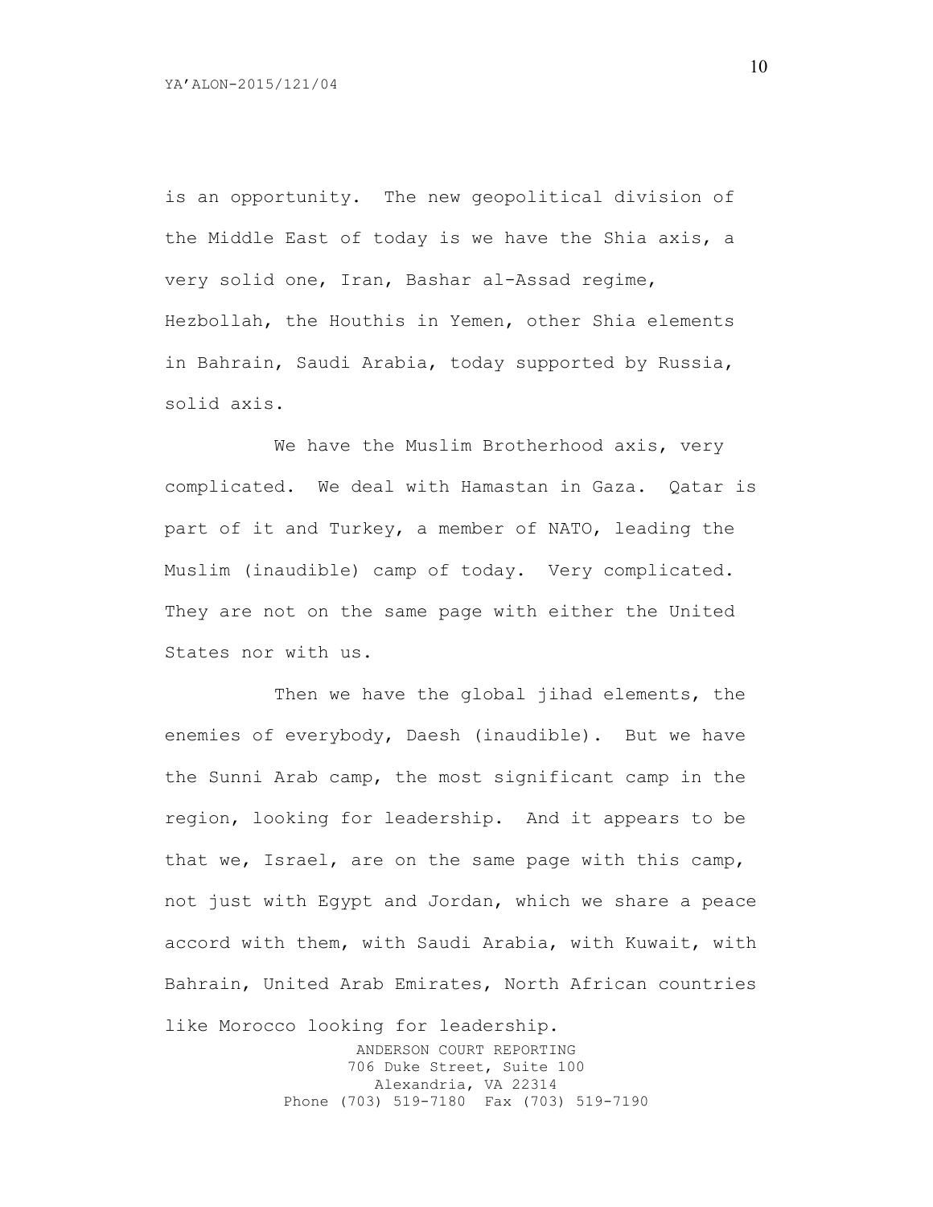is an opportunity. The new geopolitical division of the Middle East of today is we have the Shia axis, a very solid one, Iran, Bashar al-Assad regime, Hezbollah, the Houthis in Yemen, other Shia elements in Bahrain, Saudi Arabia, today supported by Russia, solid axis.

We have the Muslim Brotherhood axis, very complicated. We deal with Hamastan in Gaza. Qatar is part of it and Turkey, a member of NATO, leading the Muslim (inaudible) camp of today. Very complicated. They are not on the same page with either the United States nor with us.

Then we have the global jihad elements, the enemies of everybody, Daesh (inaudible). But we have the Sunni Arab camp, the most significant camp in the region, looking for leadership. And it appears to be that we, Israel, are on the same page with this camp, not just with Egypt and Jordan, which we share a peace accord with them, with Saudi Arabia, with Kuwait, with Bahrain, United Arab Emirates, North African countries like Morocco looking for leadership.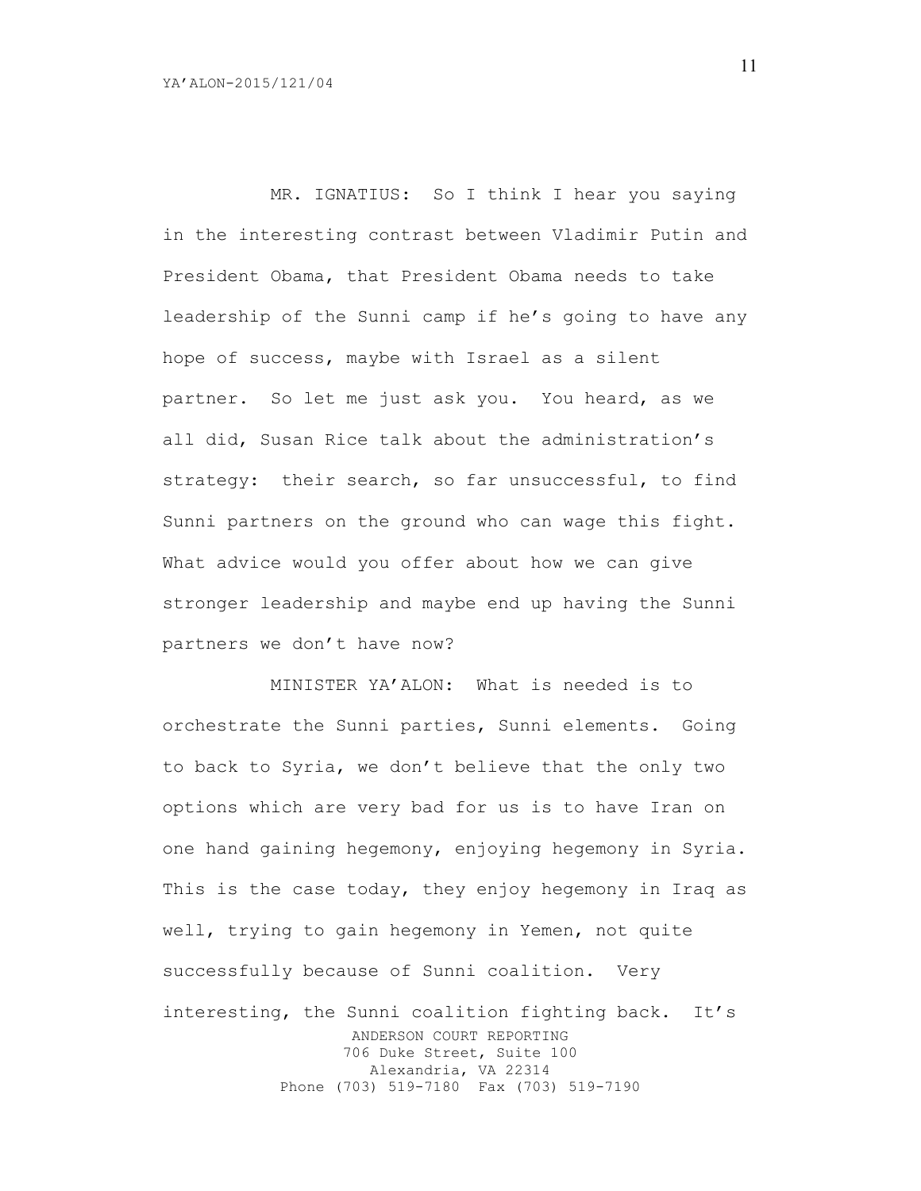MR. IGNATIUS: So I think I hear you saying in the interesting contrast between Vladimir Putin and President Obama, that President Obama needs to take leadership of the Sunni camp if he's going to have any hope of success, maybe with Israel as a silent partner. So let me just ask you. You heard, as we all did, Susan Rice talk about the administration's strategy: their search, so far unsuccessful, to find Sunni partners on the ground who can wage this fight. What advice would you offer about how we can give stronger leadership and maybe end up having the Sunni partners we don't have now?

MINISTER YA'ALON: What is needed is to orchestrate the Sunni parties, Sunni elements. Going to back to Syria, we don't believe that the only two options which are very bad for us is to have Iran on one hand gaining hegemony, enjoying hegemony in Syria. This is the case today, they enjoy hegemony in Iraq as well, trying to gain hegemony in Yemen, not quite successfully because of Sunni coalition. Very interesting, the Sunni coalition fighting back. It's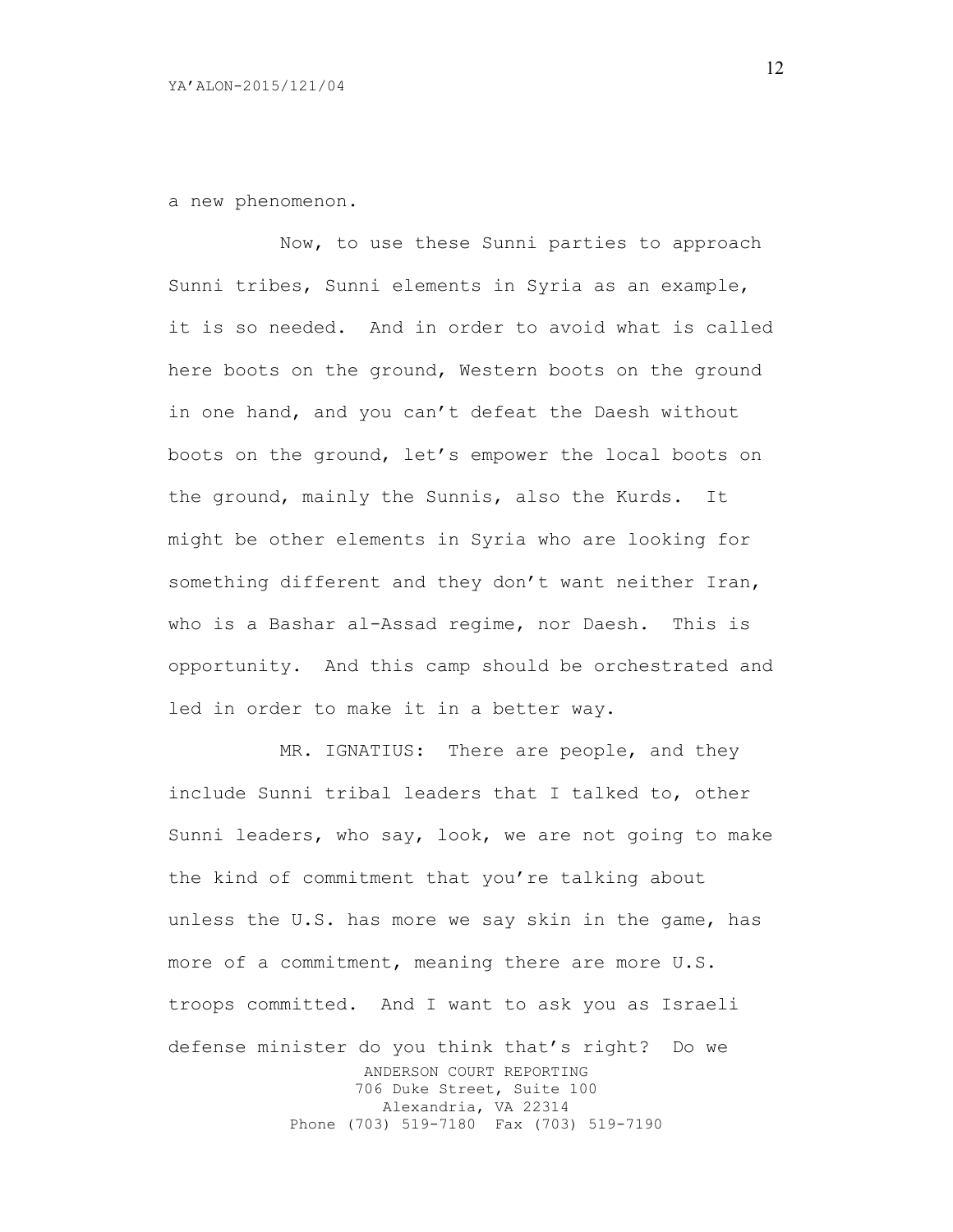a new phenomenon.

Now, to use these Sunni parties to approach Sunni tribes, Sunni elements in Syria as an example, it is so needed. And in order to avoid what is called here boots on the ground, Western boots on the ground in one hand, and you can't defeat the Daesh without boots on the ground, let's empower the local boots on the ground, mainly the Sunnis, also the Kurds. It might be other elements in Syria who are looking for something different and they don't want neither Iran, who is a Bashar al-Assad regime, nor Daesh. This is opportunity. And this camp should be orchestrated and led in order to make it in a better way.

MR. IGNATIUS: There are people, and they include Sunni tribal leaders that I talked to, other Sunni leaders, who say, look, we are not going to make the kind of commitment that you're talking about unless the U.S. has more we say skin in the game, has more of a commitment, meaning there are more U.S. troops committed. And I want to ask you as Israeli defense minister do you think that's right? Do we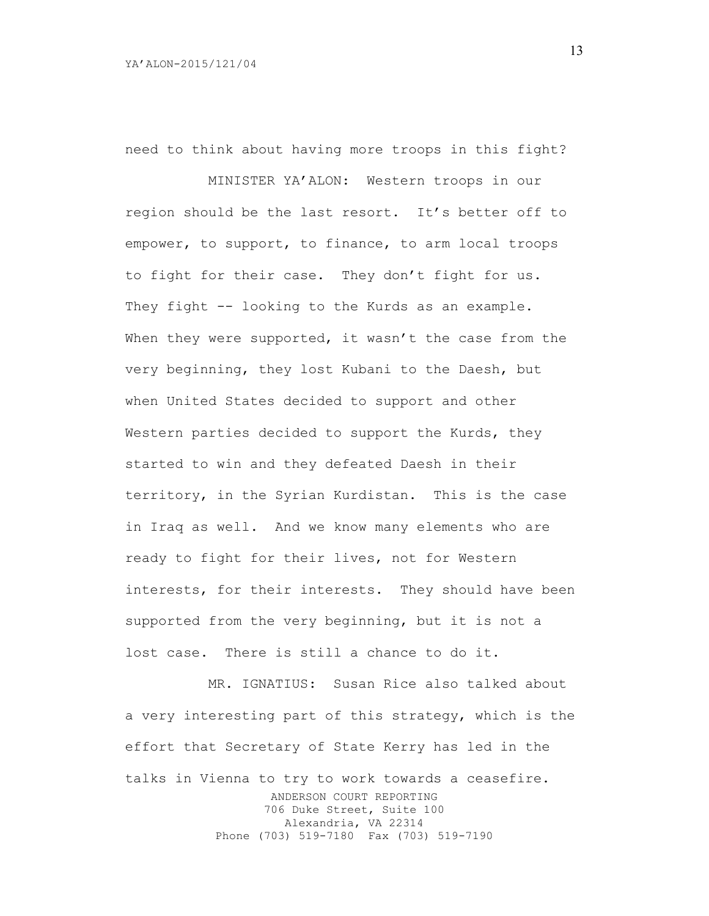need to think about having more troops in this fight?

MINISTER YA'ALON: Western troops in our region should be the last resort. It's better off to empower, to support, to finance, to arm local troops to fight for their case. They don't fight for us. They fight -- looking to the Kurds as an example. When they were supported, it wasn't the case from the very beginning, they lost Kubani to the Daesh, but when United States decided to support and other Western parties decided to support the Kurds, they started to win and they defeated Daesh in their territory, in the Syrian Kurdistan. This is the case in Iraq as well. And we know many elements who are ready to fight for their lives, not for Western interests, for their interests. They should have been supported from the very beginning, but it is not a lost case. There is still a chance to do it.

MR. IGNATIUS: Susan Rice also talked about a very interesting part of this strategy, which is the effort that Secretary of State Kerry has led in the talks in Vienna to try to work towards a ceasefire.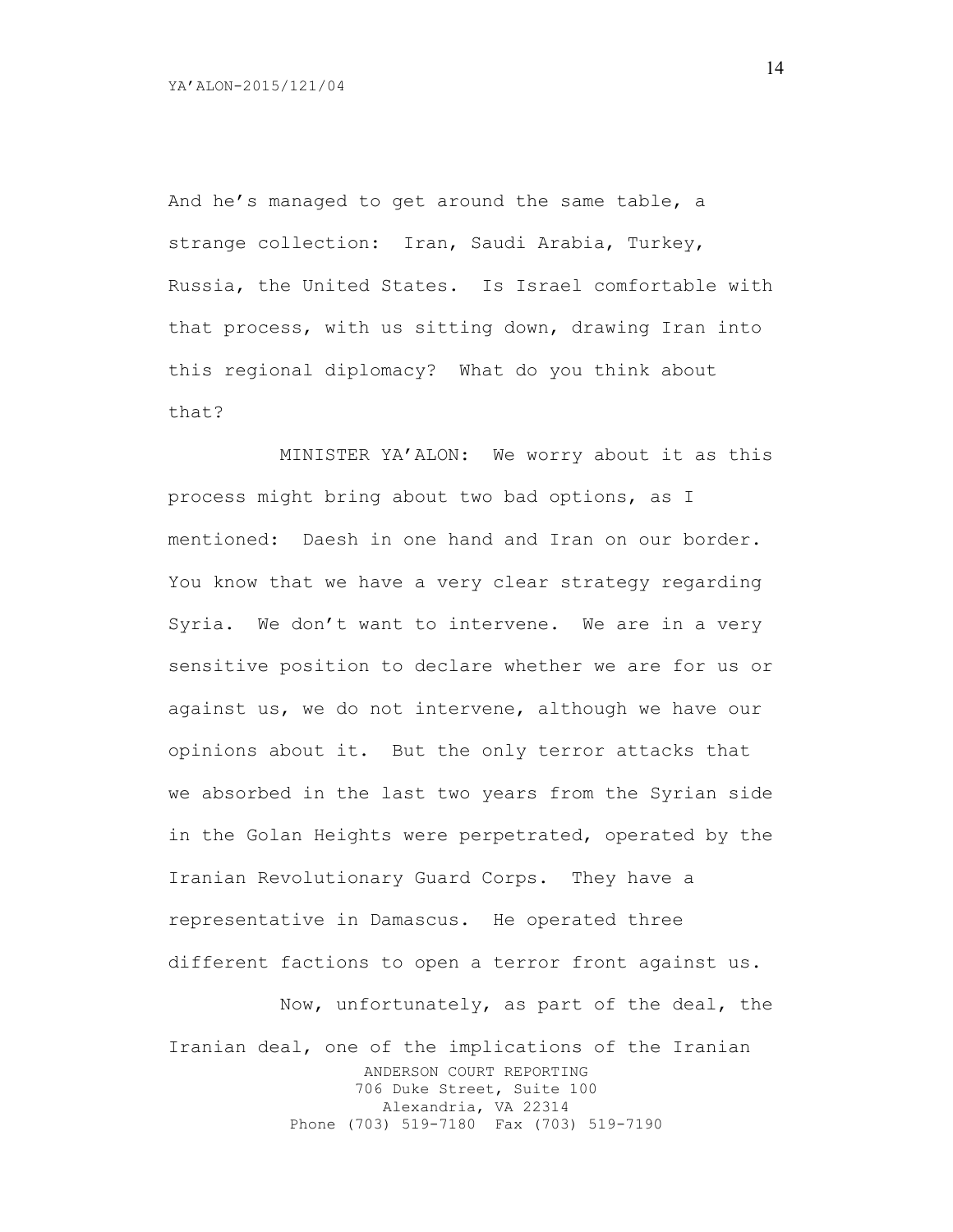And he's managed to get around the same table, a strange collection: Iran, Saudi Arabia, Turkey, Russia, the United States. Is Israel comfortable with that process, with us sitting down, drawing Iran into this regional diplomacy? What do you think about that?

MINISTER YA'ALON: We worry about it as this process might bring about two bad options, as I mentioned: Daesh in one hand and Iran on our border. You know that we have a very clear strategy regarding Syria. We don't want to intervene. We are in a very sensitive position to declare whether we are for us or against us, we do not intervene, although we have our opinions about it. But the only terror attacks that we absorbed in the last two years from the Syrian side in the Golan Heights were perpetrated, operated by the Iranian Revolutionary Guard Corps. They have a representative in Damascus. He operated three different factions to open a terror front against us.

Now, unfortunately, as part of the deal, the Iranian deal, one of the implications of the Iranian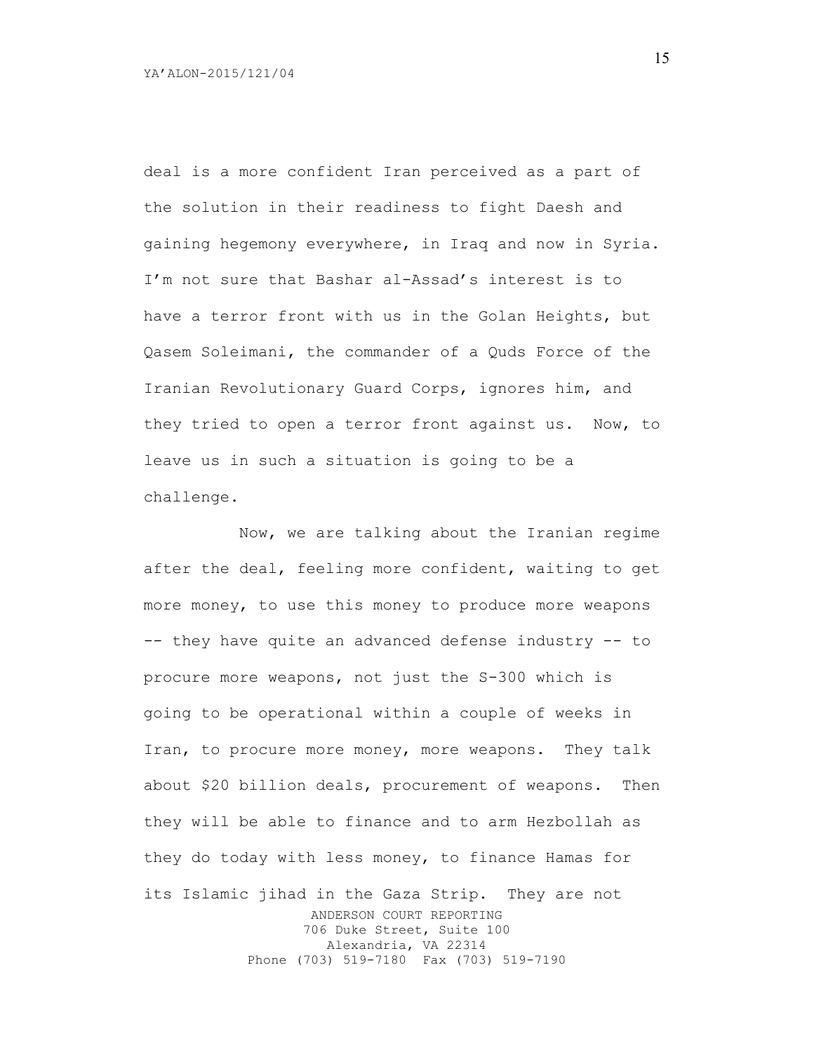deal is a more confident Iran perceived as a part of the solution in their readiness to fight Daesh and gaining hegemony everywhere, in Iraq and now in Syria. I'm not sure that Bashar al-Assad's interest is to have a terror front with us in the Golan Heights, but Qasem Soleimani, the commander of a Quds Force of the Iranian Revolutionary Guard Corps, ignores him, and they tried to open a terror front against us. Now, to leave us in such a situation is going to be a challenge.

Now, we are talking about the Iranian regime after the deal, feeling more confident, waiting to get more money, to use this money to produce more weapons -- they have quite an advanced defense industry -- to procure more weapons, not just the S-300 which is going to be operational within a couple of weeks in Iran, to procure more money, more weapons. They talk about $20 billion deals, procurement of weapons. Then they will be able to finance and to arm Hezbollah as they do today with less money, to finance Hamas for its Islamic jihad in the Gaza Strip. They are not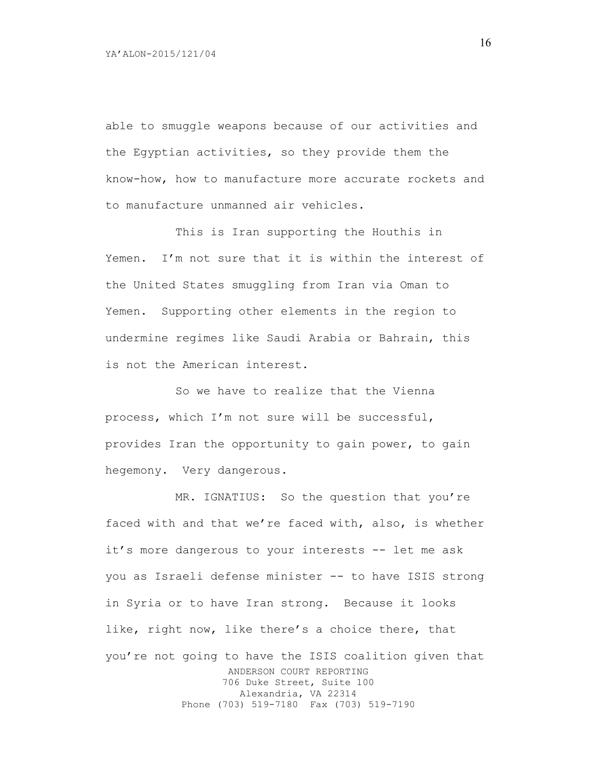able to smuggle weapons because of our activities and the Egyptian activities, so they provide them the know-how, how to manufacture more accurate rockets and to manufacture unmanned air vehicles.

This is Iran supporting the Houthis in Yemen. I'm not sure that it is within the interest of the United States smuggling from Iran via Oman to Yemen. Supporting other elements in the region to undermine regimes like Saudi Arabia or Bahrain, this is not the American interest.

So we have to realize that the Vienna process, which I'm not sure will be successful, provides Iran the opportunity to gain power, to gain hegemony. Very dangerous.

MR. IGNATIUS: So the question that you're faced with and that we're faced with, also, is whether it's more dangerous to your interests -- let me ask you as Israeli defense minister -- to have ISIS strong in Syria or to have Iran strong. Because it looks like, right now, like there's a choice there, that you're not going to have the ISIS coalition given that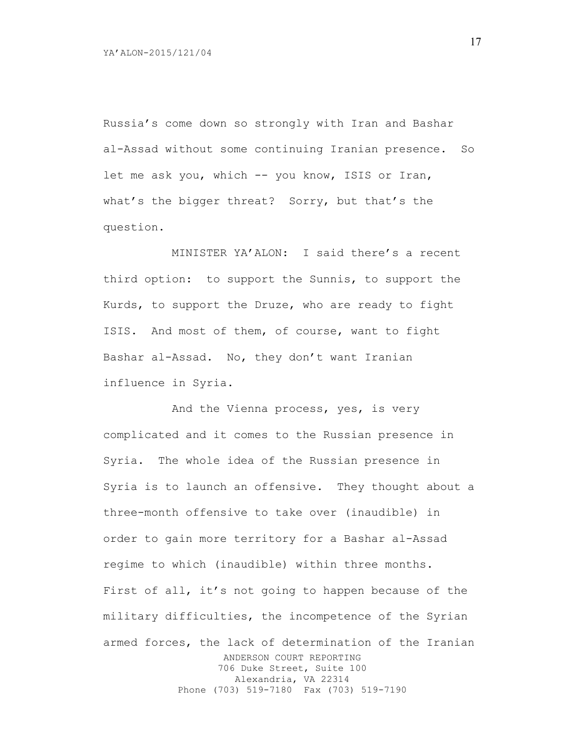Russia's come down so strongly with Iran and Bashar al-Assad without some continuing Iranian presence. So let me ask you, which -- you know, ISIS or Iran, what's the bigger threat? Sorry, but that's the question.

MINISTER YA'ALON: I said there's a recent third option: to support the Sunnis, to support the Kurds, to support the Druze, who are ready to fight ISIS. And most of them, of course, want to fight Bashar al-Assad. No, they don't want Iranian influence in Syria.

And the Vienna process, yes, is very complicated and it comes to the Russian presence in Syria. The whole idea of the Russian presence in Syria is to launch an offensive. They thought about a three-month offensive to take over (inaudible) in order to gain more territory for a Bashar al-Assad regime to which (inaudible) within three months. First of all, it's not going to happen because of the military difficulties, the incompetence of the Syrian armed forces, the lack of determination of the Iranian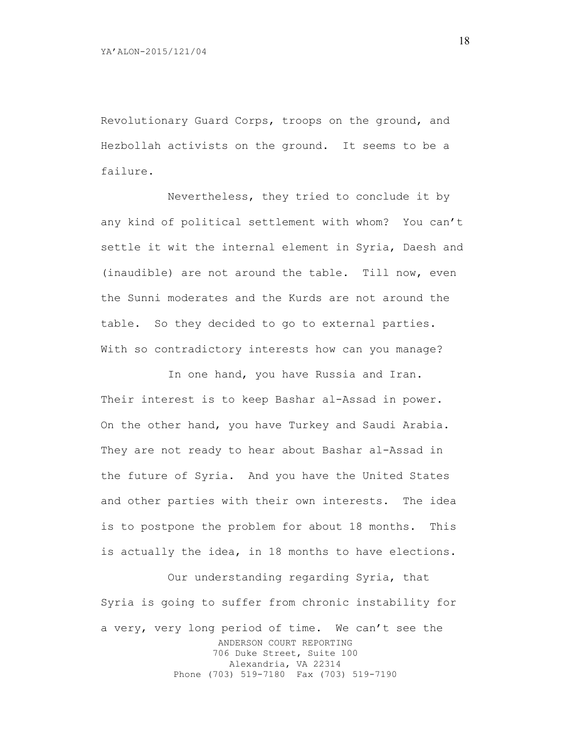Revolutionary Guard Corps, troops on the ground, and Hezbollah activists on the ground. It seems to be a failure.

Nevertheless, they tried to conclude it by any kind of political settlement with whom? You can't settle it wit the internal element in Syria, Daesh and (inaudible) are not around the table. Till now, even the Sunni moderates and the Kurds are not around the table. So they decided to go to external parties. With so contradictory interests how can you manage?

In one hand, you have Russia and Iran. Their interest is to keep Bashar al-Assad in power. On the other hand, you have Turkey and Saudi Arabia. They are not ready to hear about Bashar al-Assad in the future of Syria. And you have the United States and other parties with their own interests. The idea is to postpone the problem for about 18 months. This is actually the idea, in 18 months to have elections.

Our understanding regarding Syria, that Syria is going to suffer from chronic instability for a very, very long period of time. We can't see the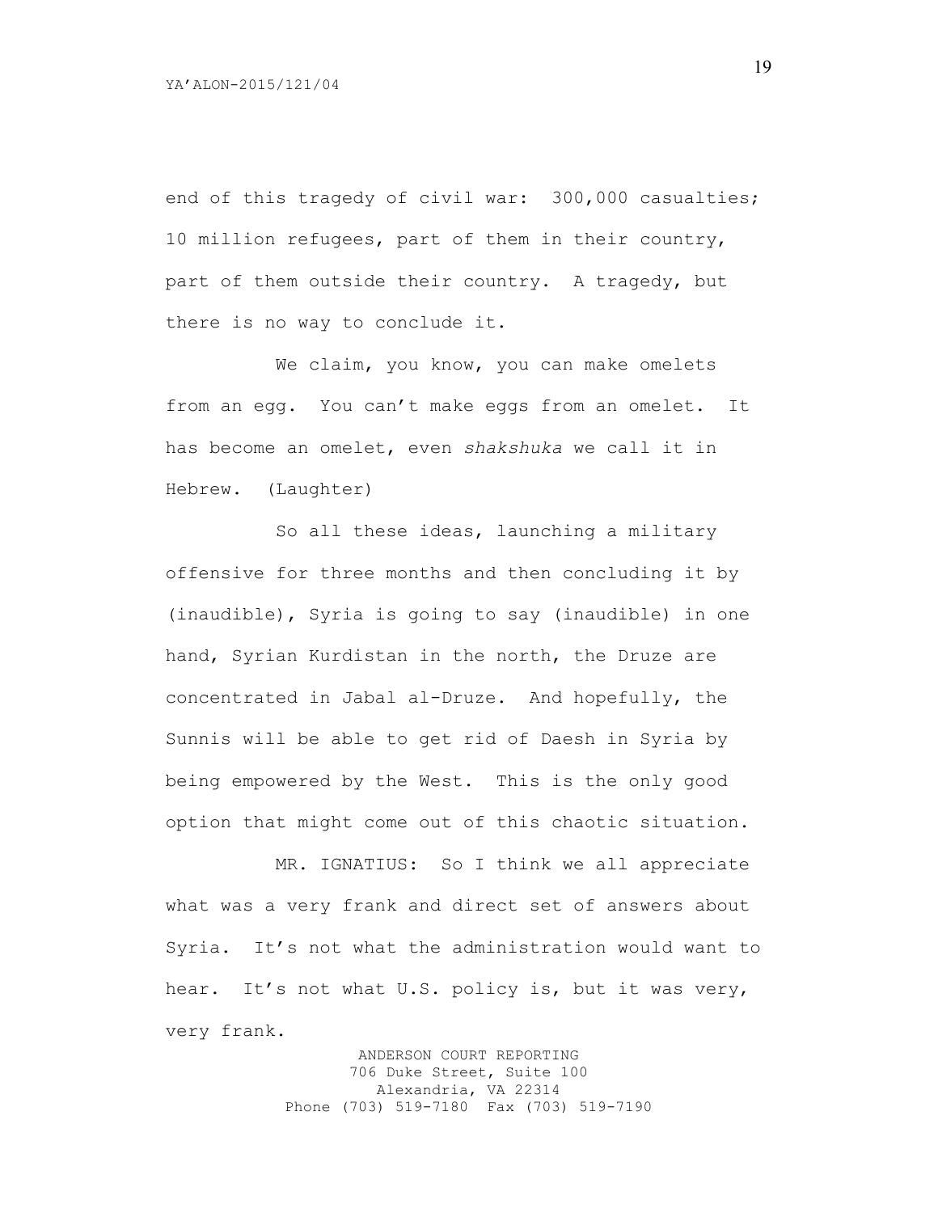end of this tragedy of civil war: 300,000 casualties; 10 million refugees, part of them in their country, part of them outside their country. A tragedy, but there is no way to conclude it.

We claim, you know, you can make omelets from an egg. You can't make eggs from an omelet. It has become an omelet, even *shakshuka* we call it in Hebrew. (Laughter)

So all these ideas, launching a military offensive for three months and then concluding it by (inaudible), Syria is going to say (inaudible) in one hand, Syrian Kurdistan in the north, the Druze are concentrated in Jabal al-Druze. And hopefully, the Sunnis will be able to get rid of Daesh in Syria by being empowered by the West. This is the only good option that might come out of this chaotic situation.

MR. IGNATIUS: So I think we all appreciate what was a very frank and direct set of answers about Syria. It's not what the administration would want to hear. It's not what U.S. policy is, but it was very, very frank.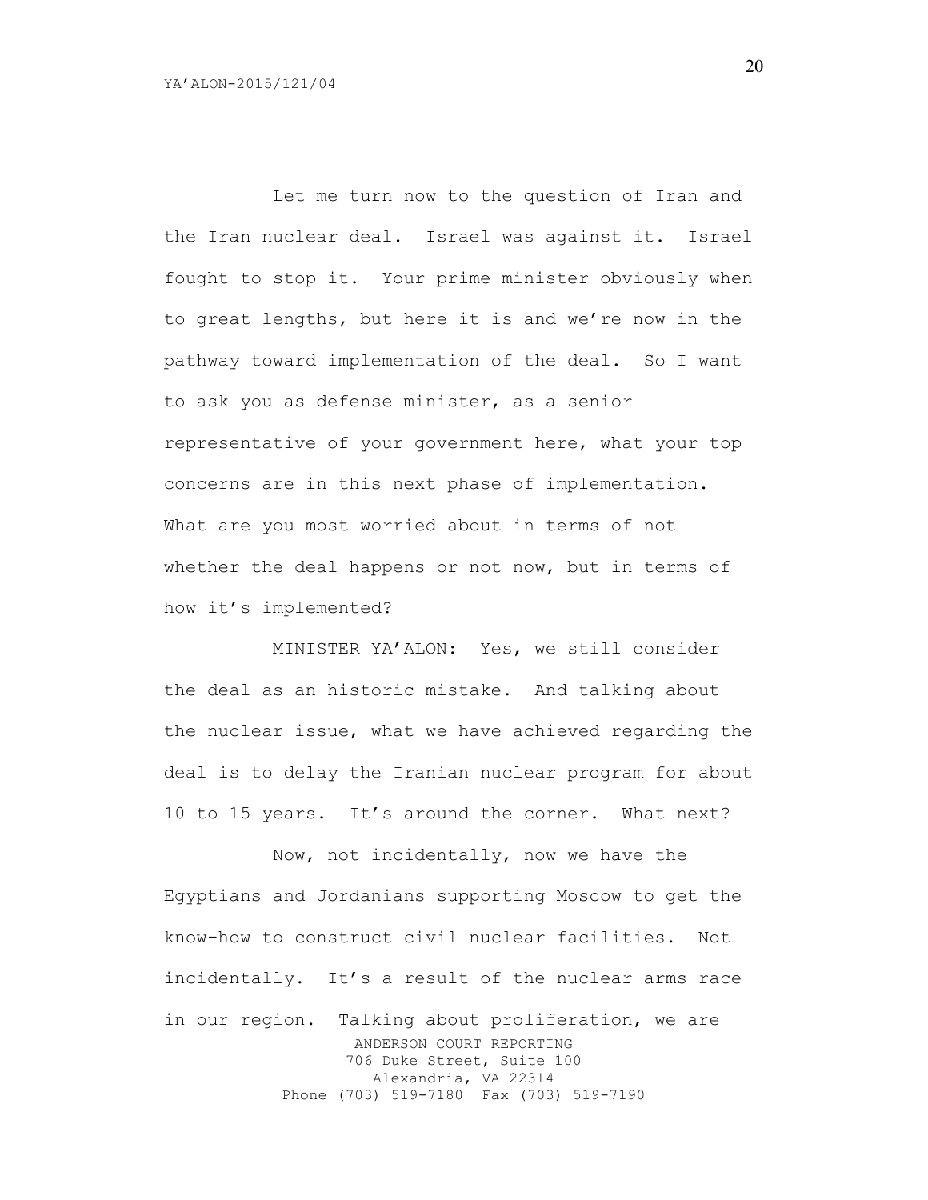Let me turn now to the question of Iran and the Iran nuclear deal. Israel was against it. Israel fought to stop it. Your prime minister obviously when to great lengths, but here it is and we're now in the pathway toward implementation of the deal. So I want to ask you as defense minister, as a senior representative of your government here, what your top concerns are in this next phase of implementation. What are you most worried about in terms of not whether the deal happens or not now, but in terms of how it's implemented?

MINISTER YA'ALON: Yes, we still consider the deal as an historic mistake. And talking about the nuclear issue, what we have achieved regarding the deal is to delay the Iranian nuclear program for about 10 to 15 years. It's around the corner. What next?

Now, not incidentally, now we have the Egyptians and Jordanians supporting Moscow to get the know-how to construct civil nuclear facilities. Not incidentally. It's a result of the nuclear arms race in our region. Talking about proliferation, we are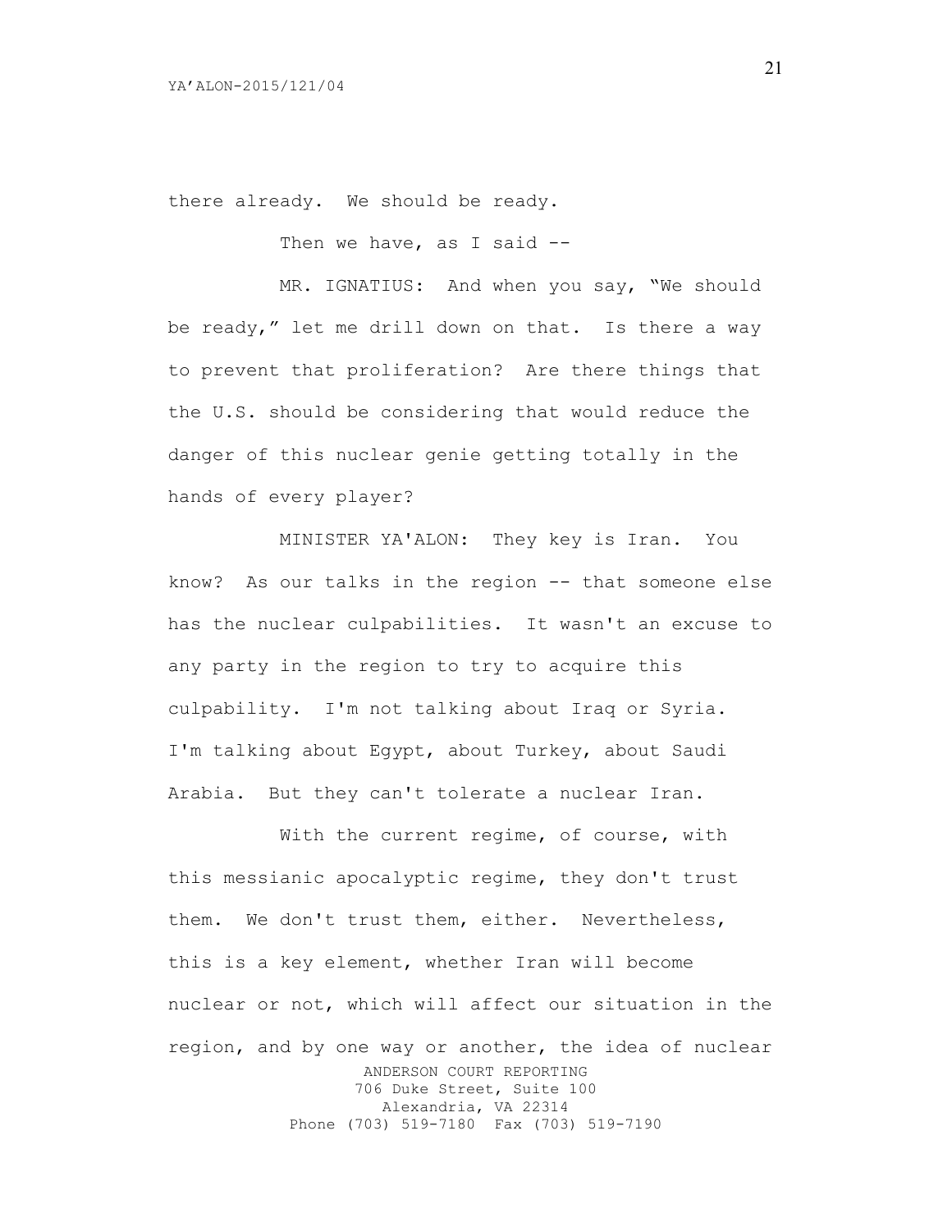there already. We should be ready.

Then we have, as I said --

MR. IGNATIUS: And when you say, "We should be ready," let me drill down on that. Is there a way to prevent that proliferation? Are there things that the U.S. should be considering that would reduce the danger of this nuclear genie getting totally in the hands of every player?

MINISTER YA'ALON: They key is Iran. You know? As our talks in the region -- that someone else has the nuclear culpabilities. It wasn't an excuse to any party in the region to try to acquire this culpability. I'm not talking about Iraq or Syria. I'm talking about Egypt, about Turkey, about Saudi Arabia. But they can't tolerate a nuclear Iran.

With the current regime, of course, with this messianic apocalyptic regime, they don't trust them. We don't trust them, either. Nevertheless, this is a key element, whether Iran will become nuclear or not, which will affect our situation in the region, and by one way or another, the idea of nuclear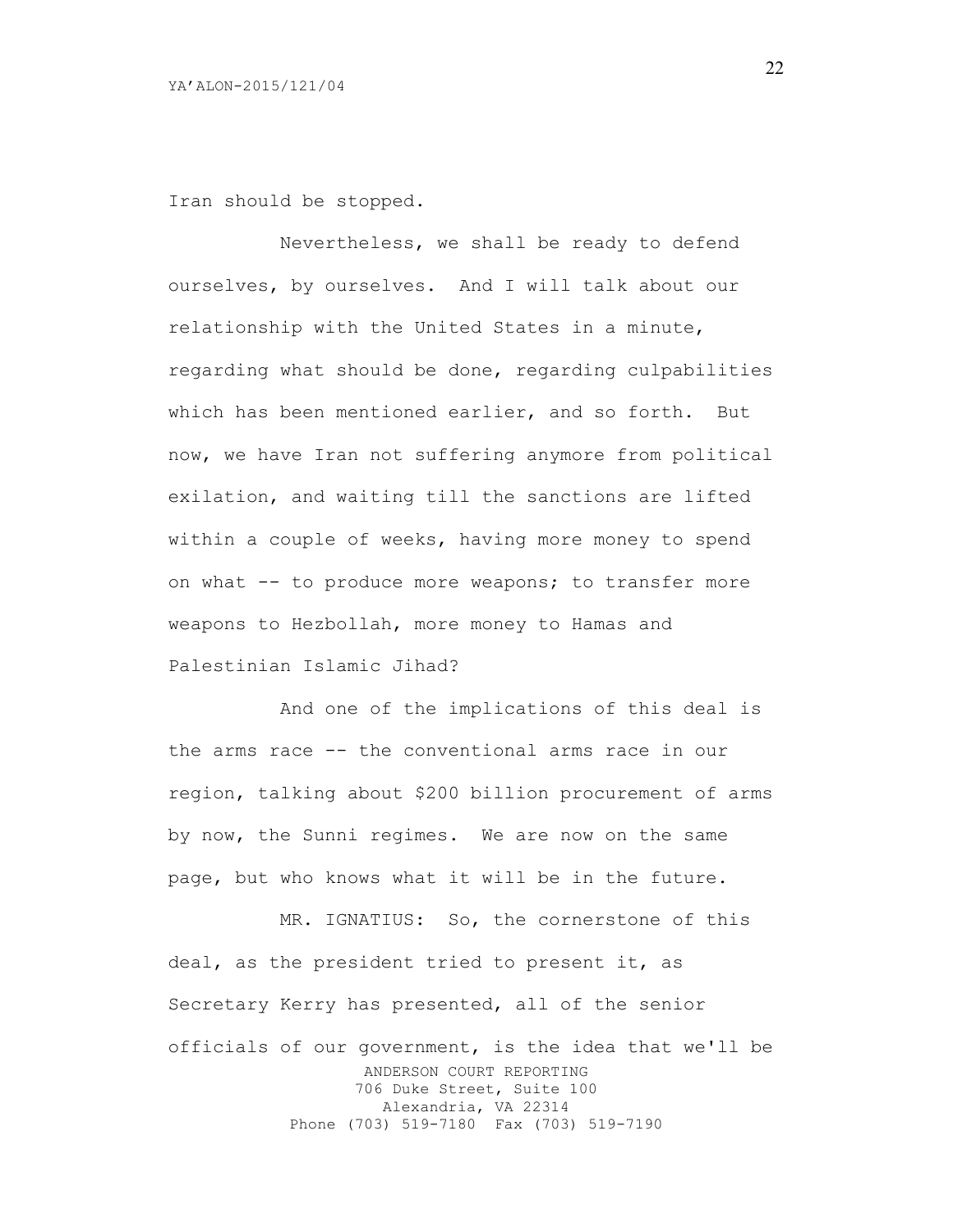Iran should be stopped.

Nevertheless, we shall be ready to defend ourselves, by ourselves. And I will talk about our relationship with the United States in a minute, regarding what should be done, regarding culpabilities which has been mentioned earlier, and so forth. But now, we have Iran not suffering anymore from political exilation, and waiting till the sanctions are lifted within a couple of weeks, having more money to spend on what -- to produce more weapons; to transfer more weapons to Hezbollah, more money to Hamas and Palestinian Islamic Jihad?

And one of the implications of this deal is the arms race -- the conventional arms race in our region, talking about $200 billion procurement of arms by now, the Sunni regimes. We are now on the same page, but who knows what it will be in the future.

MR. IGNATIUS: So, the cornerstone of this deal, as the president tried to present it, as Secretary Kerry has presented, all of the senior officials of our government, is the idea that we'll be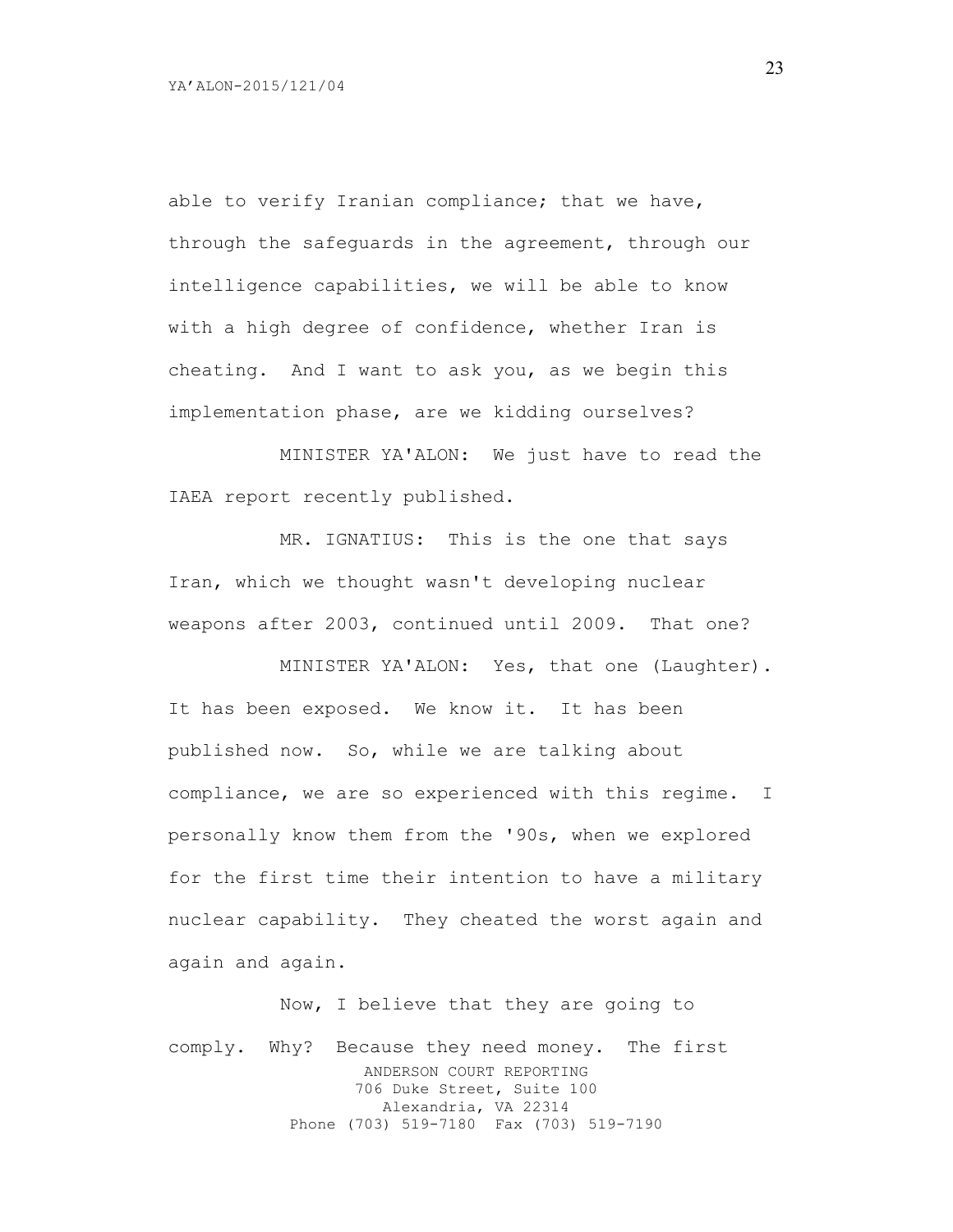able to verify Iranian compliance; that we have, through the safeguards in the agreement, through our intelligence capabilities, we will be able to know with a high degree of confidence, whether Iran is cheating. And I want to ask you, as we begin this implementation phase, are we kidding ourselves?

MINISTER YA'ALON: We just have to read the IAEA report recently published.

MR. IGNATIUS: This is the one that says Iran, which we thought wasn't developing nuclear weapons after 2003, continued until 2009. That one?

MINISTER YA'ALON: Yes, that one (Laughter). It has been exposed. We know it. It has been published now. So, while we are talking about compliance, we are so experienced with this regime. I personally know them from the '90s, when we explored for the first time their intention to have a military nuclear capability. They cheated the worst again and again and again.

Now, I believe that they are going to comply. Why? Because they need money. The first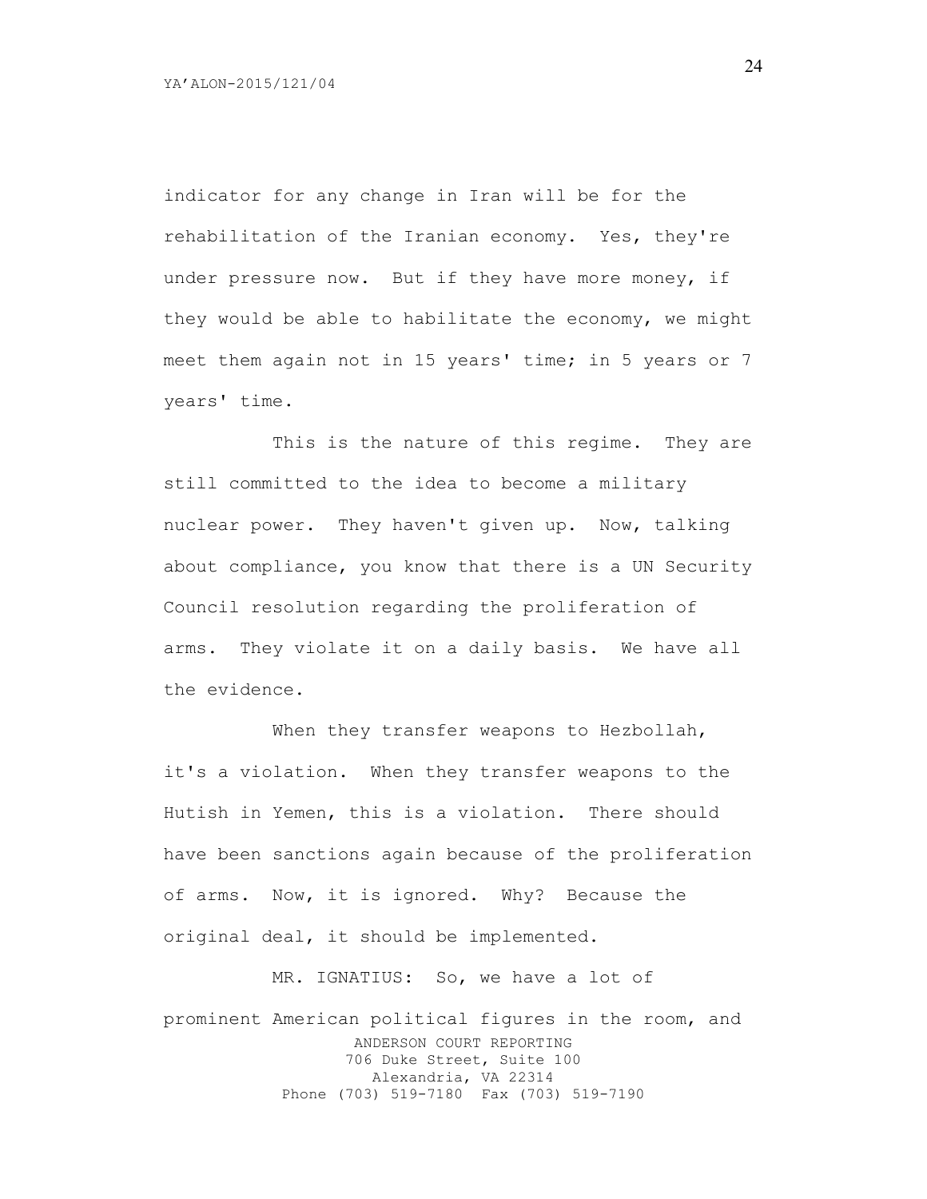indicator for any change in Iran will be for the rehabilitation of the Iranian economy. Yes, they're under pressure now. But if they have more money, if they would be able to habilitate the economy, we might meet them again not in 15 years' time; in 5 years or 7 years' time.

This is the nature of this regime. They are still committed to the idea to become a military nuclear power. They haven't given up. Now, talking about compliance, you know that there is a UN Security Council resolution regarding the proliferation of arms. They violate it on a daily basis. We have all the evidence.

When they transfer weapons to Hezbollah, it's a violation. When they transfer weapons to the Hutish in Yemen, this is a violation. There should have been sanctions again because of the proliferation of arms. Now, it is ignored. Why? Because the original deal, it should be implemented.

MR. IGNATIUS: So, we have a lot of prominent American political figures in the room, and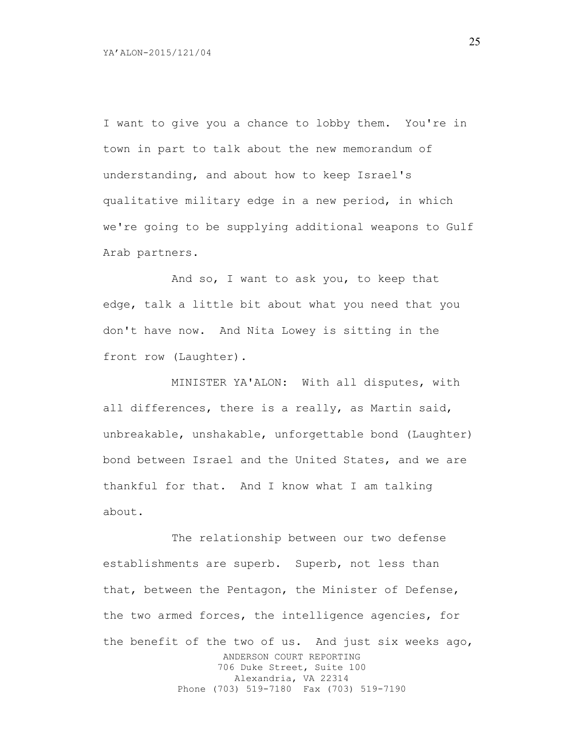I want to give you a chance to lobby them. You're in town in part to talk about the new memorandum of understanding, and about how to keep Israel's qualitative military edge in a new period, in which we're going to be supplying additional weapons to Gulf Arab partners.

And so, I want to ask you, to keep that edge, talk a little bit about what you need that you don't have now. And Nita Lowey is sitting in the front row (Laughter).

MINISTER YA'ALON: With all disputes, with all differences, there is a really, as Martin said, unbreakable, unshakable, unforgettable bond (Laughter) bond between Israel and the United States, and we are thankful for that. And I know what I am talking about.

The relationship between our two defense establishments are superb. Superb, not less than that, between the Pentagon, the Minister of Defense, the two armed forces, the intelligence agencies, for the benefit of the two of us. And just six weeks ago,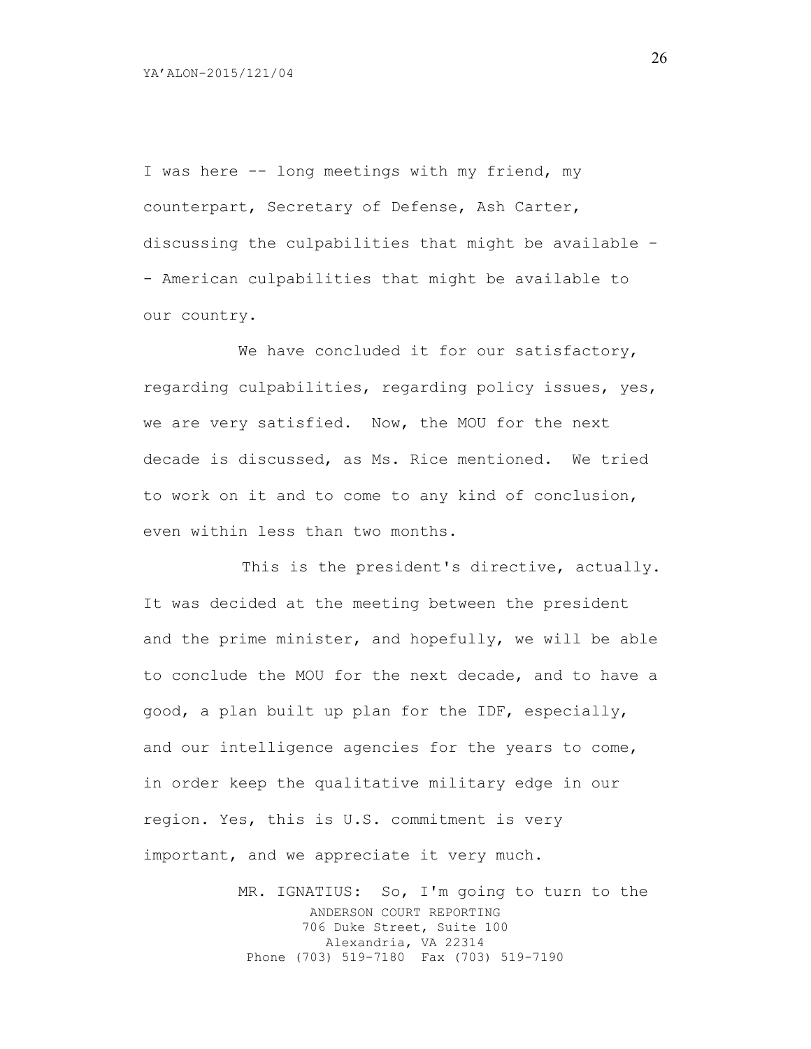I was here -- long meetings with my friend, my counterpart, Secretary of Defense, Ash Carter, discussing the culpabilities that might be available -- American culpabilities that might be available to our country.

We have concluded it for our satisfactory, regarding culpabilities, regarding policy issues, yes, we are very satisfied. Now, the MOU for the next decade is discussed, as Ms. Rice mentioned. We tried to work on it and to come to any kind of conclusion, even within less than two months.

This is the president's directive, actually. It was decided at the meeting between the president and the prime minister, and hopefully, we will be able to conclude the MOU for the next decade, and to have a good, a plan built up plan for the IDF, especially, and our intelligence agencies for the years to come, in order keep the qualitative military edge in our region. Yes, this is U.S. commitment is very important, and we appreciate it very much.

MR. IGNATIUS: So, I'm going to turn to the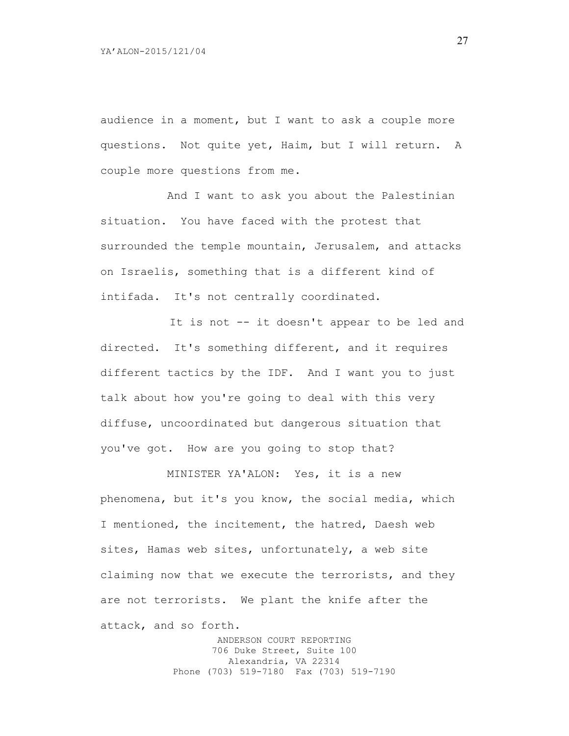audience in a moment, but I want to ask a couple more questions. Not quite yet, Haim, but I will return. A couple more questions from me.

And I want to ask you about the Palestinian situation. You have faced with the protest that surrounded the temple mountain, Jerusalem, and attacks on Israelis, something that is a different kind of intifada. It's not centrally coordinated.

It is not -- it doesn't appear to be led and directed. It's something different, and it requires different tactics by the IDF. And I want you to just talk about how you're going to deal with this very diffuse, uncoordinated but dangerous situation that you've got. How are you going to stop that?

MINISTER YA'ALON: Yes, it is a new phenomena, but it's you know, the social media, which I mentioned, the incitement, the hatred, Daesh web sites, Hamas web sites, unfortunately, a web site claiming now that we execute the terrorists, and they are not terrorists. We plant the knife after the attack, and so forth.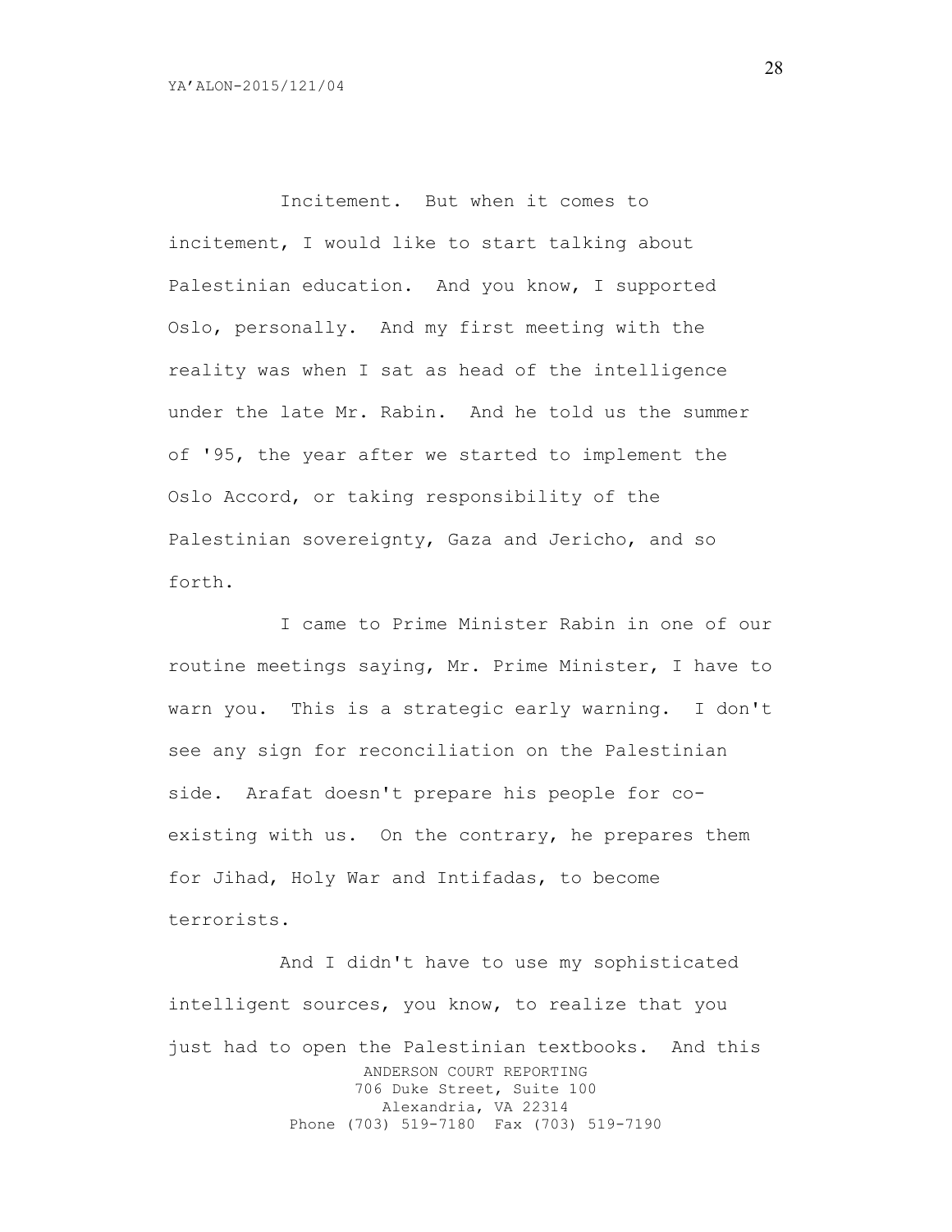Incitement. But when it comes to incitement, I would like to start talking about Palestinian education. And you know, I supported Oslo, personally. And my first meeting with the reality was when I sat as head of the intelligence under the late Mr. Rabin. And he told us the summer of '95, the year after we started to implement the Oslo Accord, or taking responsibility of the Palestinian sovereignty, Gaza and Jericho, and so forth.

I came to Prime Minister Rabin in one of our routine meetings saying, Mr. Prime Minister, I have to warn you. This is a strategic early warning. I don't see any sign for reconciliation on the Palestinian side. Arafat doesn't prepare his people for co-existing with us. On the contrary, he prepares them for Jihad, Holy War and Intifadas, to become terrorists.

And I didn't have to use my sophisticated intelligent sources, you know, to realize that you just had to open the Palestinian textbooks. And this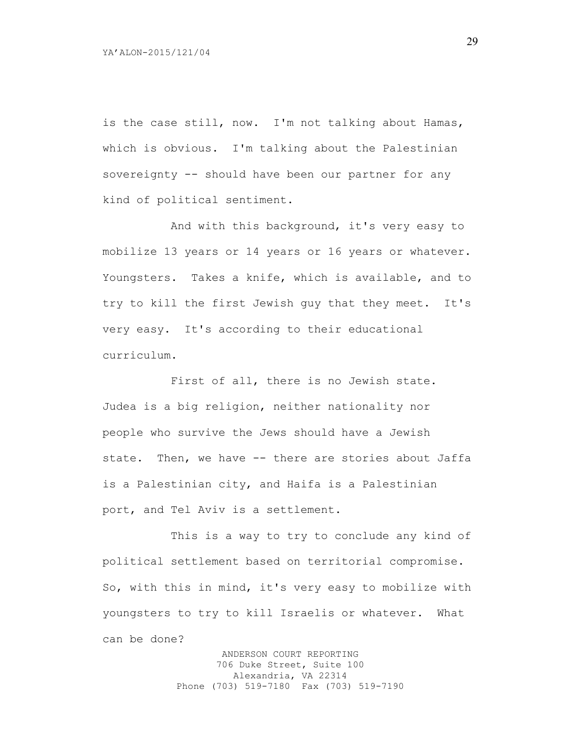is the case still, now. I'm not talking about Hamas, which is obvious. I'm talking about the Palestinian sovereignty -- should have been our partner for any kind of political sentiment.

And with this background, it's very easy to mobilize 13 years or 14 years or 16 years or whatever. Youngsters. Takes a knife, which is available, and to try to kill the first Jewish guy that they meet. It's very easy. It's according to their educational curriculum.

First of all, there is no Jewish state. Judea is a big religion, neither nationality nor people who survive the Jews should have a Jewish state. Then, we have -- there are stories about Jaffa is a Palestinian city, and Haifa is a Palestinian port, and Tel Aviv is a settlement.

This is a way to try to conclude any kind of political settlement based on territorial compromise. So, with this in mind, it's very easy to mobilize with youngsters to try to kill Israelis or whatever. What can be done?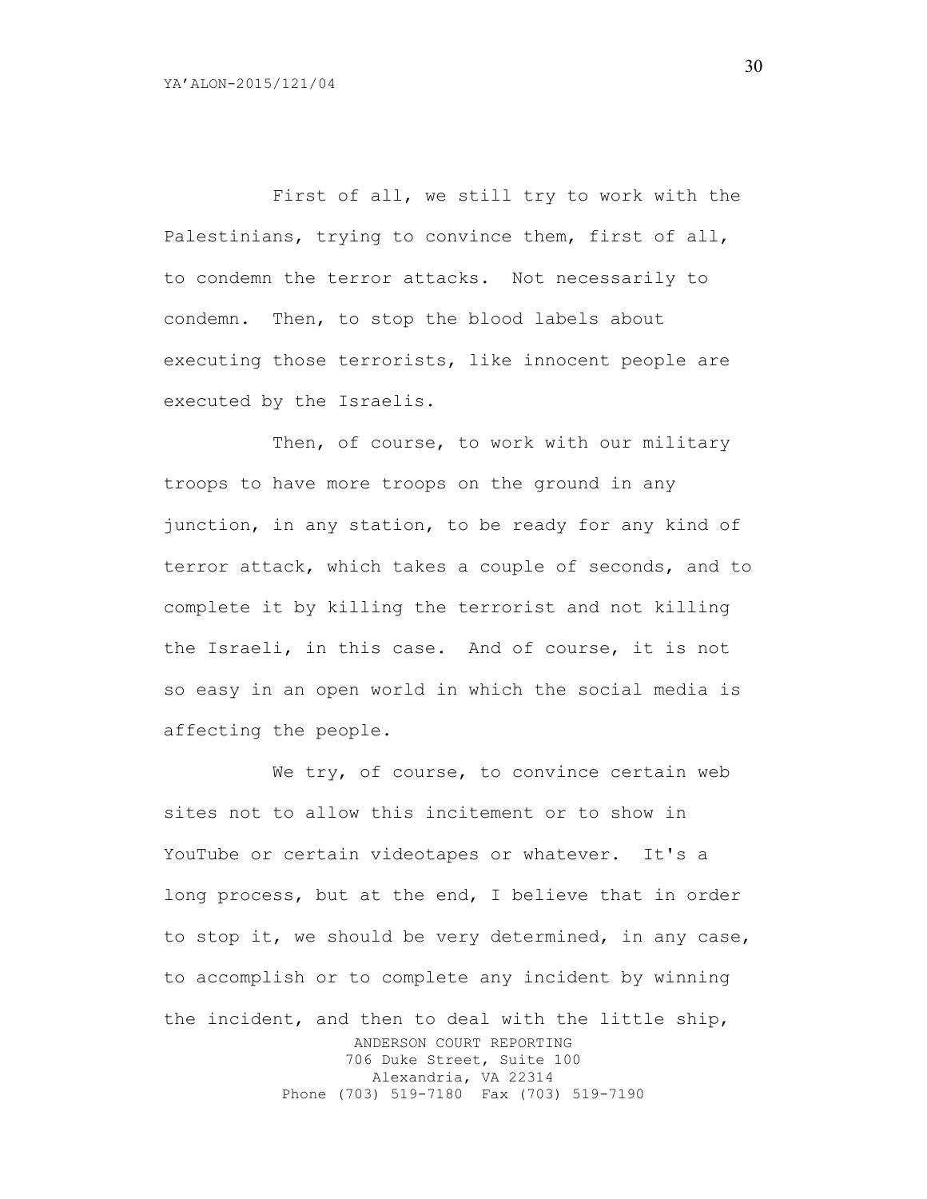First of all, we still try to work with the Palestinians, trying to convince them, first of all, to condemn the terror attacks. Not necessarily to condemn. Then, to stop the blood labels about executing those terrorists, like innocent people are executed by the Israelis.

Then, of course, to work with our military troops to have more troops on the ground in any junction, in any station, to be ready for any kind of terror attack, which takes a couple of seconds, and to complete it by killing the terrorist and not killing the Israeli, in this case. And of course, it is not so easy in an open world in which the social media is affecting the people.

We try, of course, to convince certain web sites not to allow this incitement or to show in YouTube or certain videotapes or whatever. It's a long process, but at the end, I believe that in order to stop it, we should be very determined, in any case, to accomplish or to complete any incident by winning the incident, and then to deal with the little ship,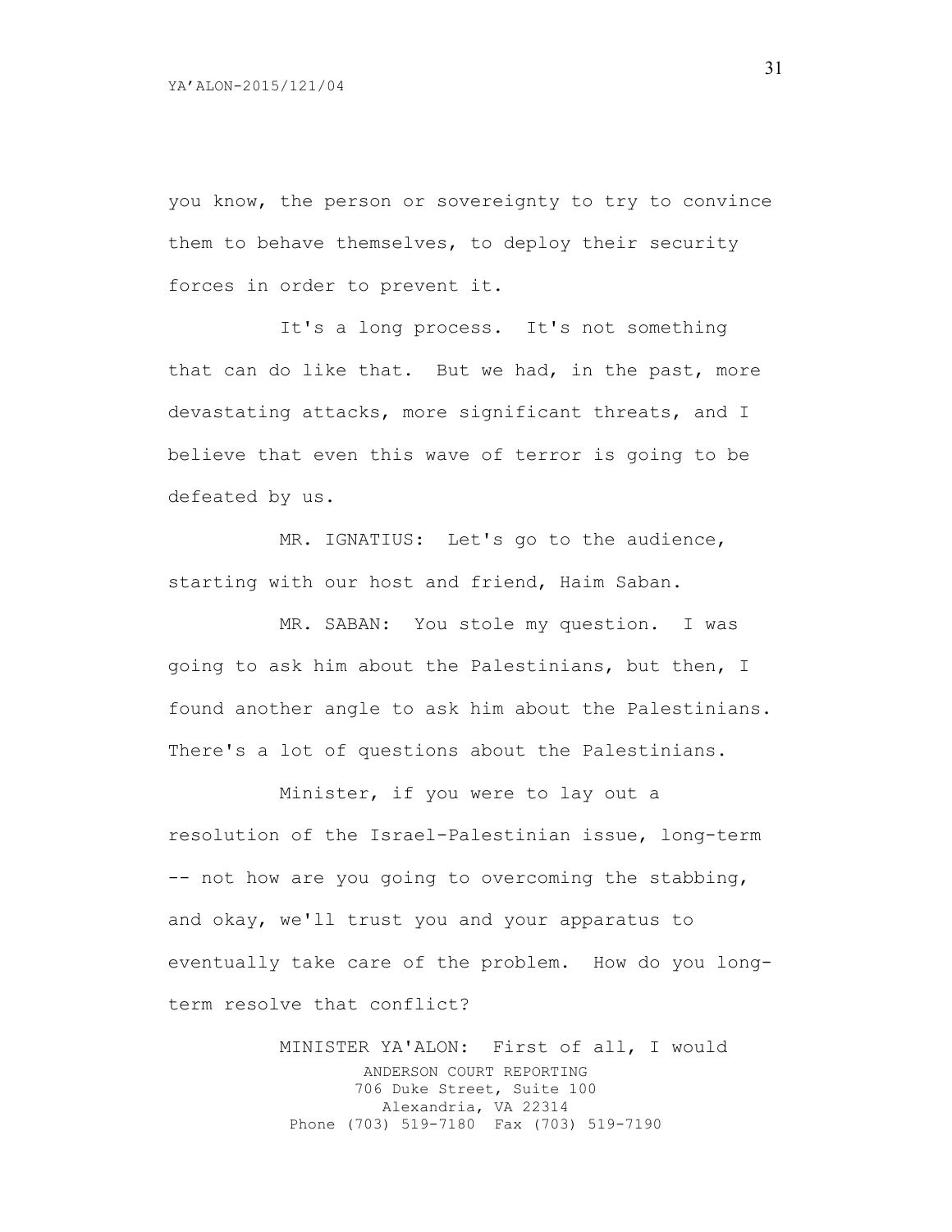you know, the person or sovereignty to try to convince them to behave themselves, to deploy their security forces in order to prevent it.

It's a long process. It's not something that can do like that. But we had, in the past, more devastating attacks, more significant threats, and I believe that even this wave of terror is going to be defeated by us.

MR. IGNATIUS: Let's go to the audience, starting with our host and friend, Haim Saban.

MR. SABAN: You stole my question. I was going to ask him about the Palestinians, but then, I found another angle to ask him about the Palestinians. There's a lot of questions about the Palestinians.

Minister, if you were to lay out a resolution of the Israel-Palestinian issue, long-term -- not how are you going to overcoming the stabbing, and okay, we'll trust you and your apparatus to eventually take care of the problem. How do you long-term resolve that conflict?

MINISTER YA'ALON: First of all, I would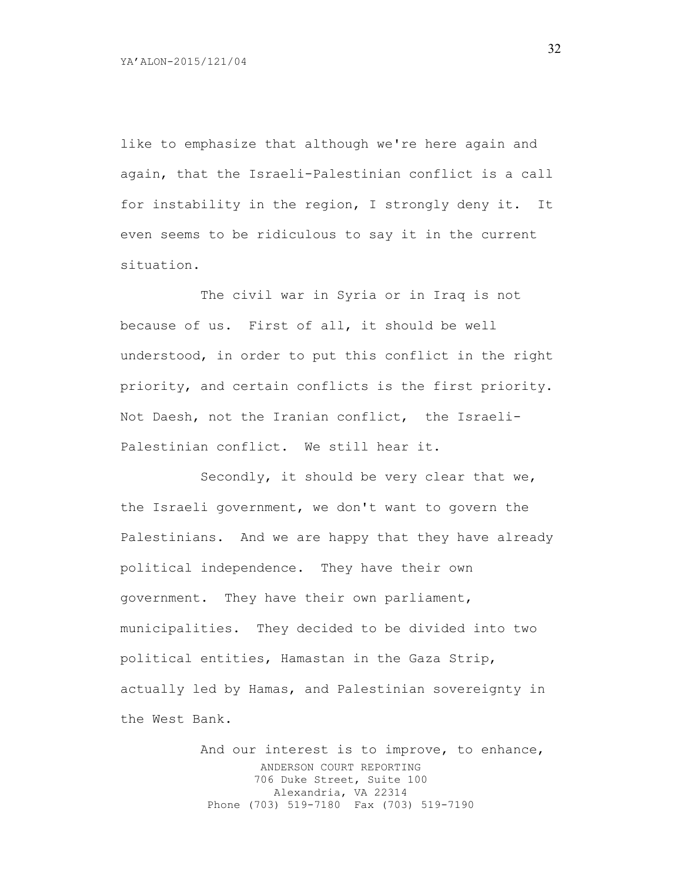like to emphasize that although we're here again and again, that the Israeli-Palestinian conflict is a call for instability in the region, I strongly deny it. It even seems to be ridiculous to say it in the current situation.

The civil war in Syria or in Iraq is not because of us. First of all, it should be well understood, in order to put this conflict in the right priority, and certain conflicts is the first priority. Not Daesh, not the Iranian conflict, the Israeli-Palestinian conflict. We still hear it.

Secondly, it should be very clear that we, the Israeli government, we don't want to govern the Palestinians. And we are happy that they have already political independence. They have their own government. They have their own parliament, municipalities. They decided to be divided into two political entities, Hamastan in the Gaza Strip, actually led by Hamas, and Palestinian sovereignty in the West Bank.

And our interest is to improve, to enhance,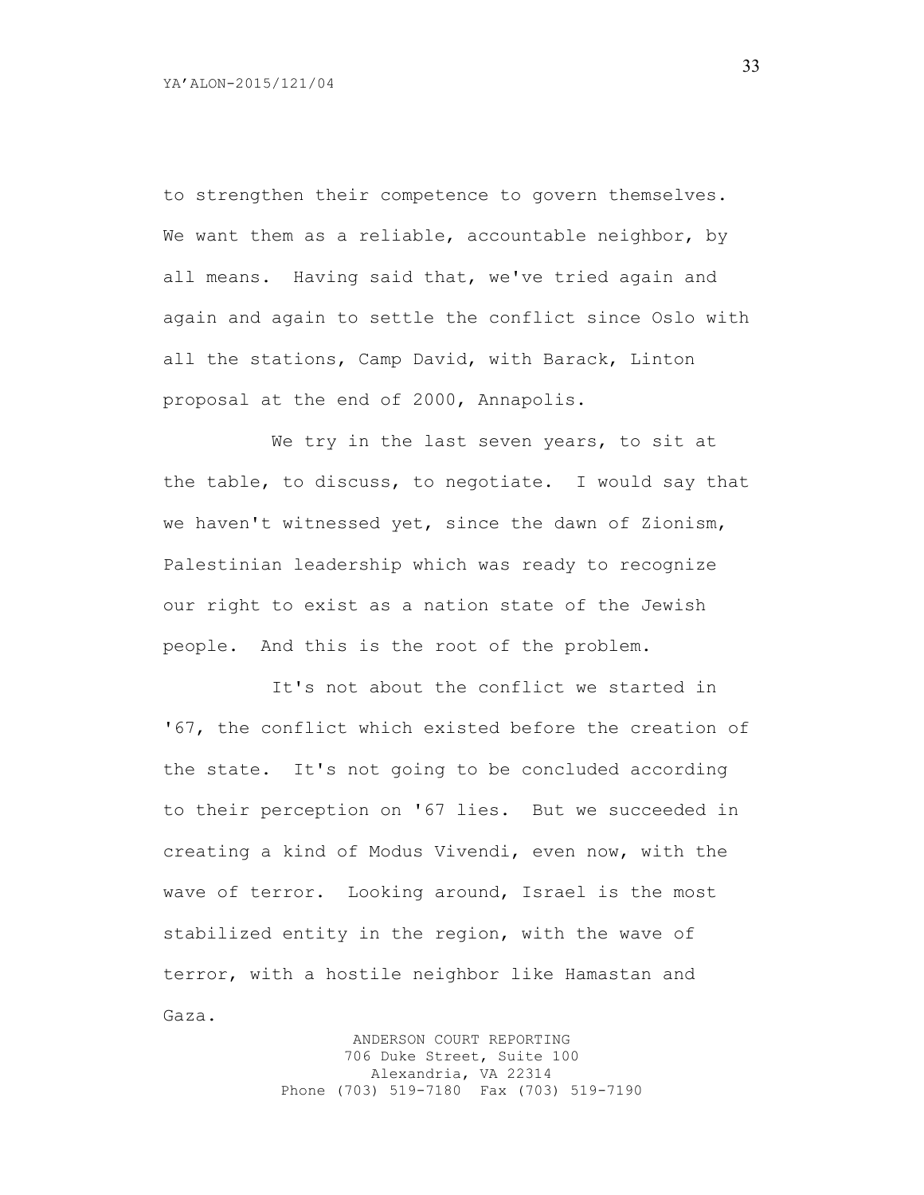to strengthen their competence to govern themselves. We want them as a reliable, accountable neighbor, by all means. Having said that, we've tried again and again and again to settle the conflict since Oslo with all the stations, Camp David, with Barack, Linton proposal at the end of 2000, Annapolis.

We try in the last seven years, to sit at the table, to discuss, to negotiate. I would say that we haven't witnessed yet, since the dawn of Zionism, Palestinian leadership which was ready to recognize our right to exist as a nation state of the Jewish people. And this is the root of the problem.

It's not about the conflict we started in '67, the conflict which existed before the creation of the state. It's not going to be concluded according to their perception on '67 lies. But we succeeded in creating a kind of Modus Vivendi, even now, with the wave of terror. Looking around, Israel is the most stabilized entity in the region, with the wave of terror, with a hostile neighbor like Hamastan and Gaza.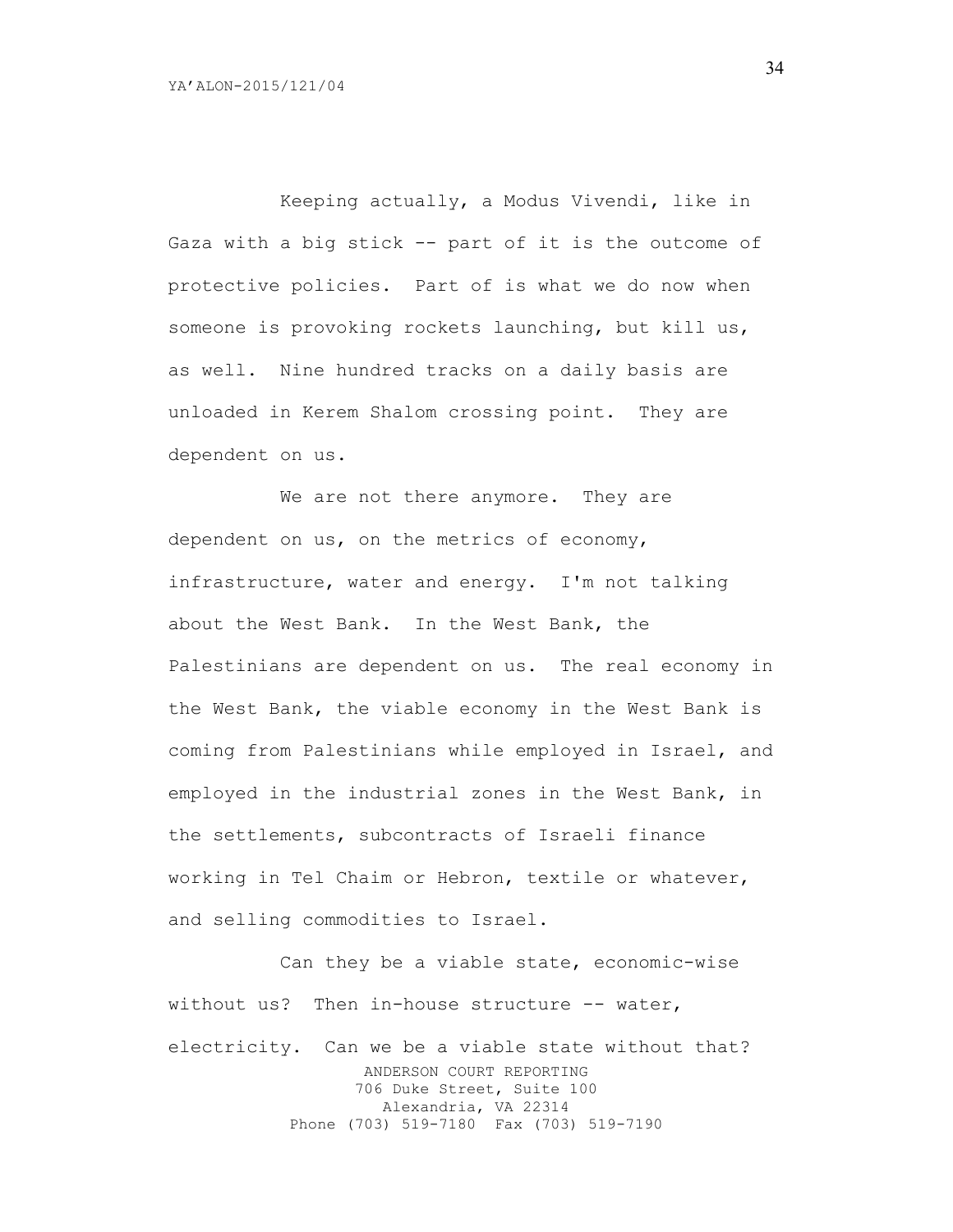Keeping actually, a Modus Vivendi, like in Gaza with a big stick -- part of it is the outcome of protective policies. Part of is what we do now when someone is provoking rockets launching, but kill us, as well. Nine hundred tracks on a daily basis are unloaded in Kerem Shalom crossing point. They are dependent on us.

We are not there anymore. They are dependent on us, on the metrics of economy, infrastructure, water and energy. I'm not talking about the West Bank. In the West Bank, the Palestinians are dependent on us. The real economy in the West Bank, the viable economy in the West Bank is coming from Palestinians while employed in Israel, and employed in the industrial zones in the West Bank, in the settlements, subcontracts of Israeli finance working in Tel Chaim or Hebron, textile or whatever, and selling commodities to Israel.

Can they be a viable state, economic-wise without us? Then in-house structure -- water, electricity. Can we be a viable state without that?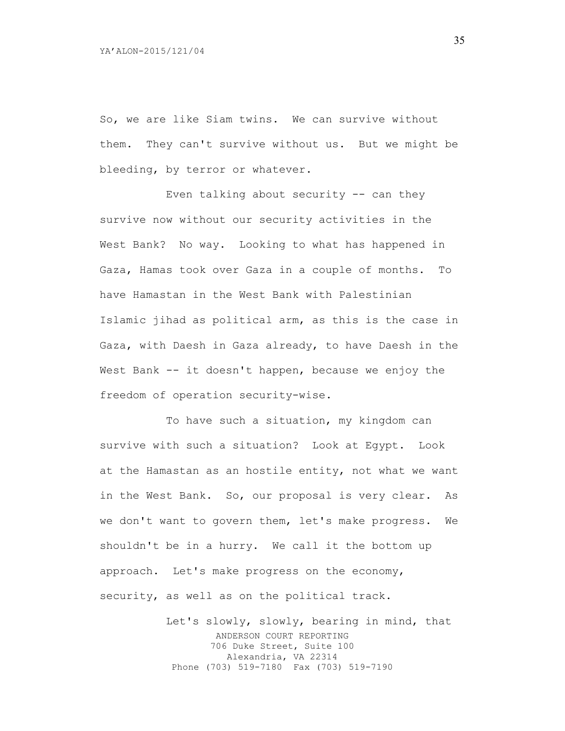So, we are like Siam twins. We can survive without them. They can't survive without us. But we might be bleeding, by terror or whatever.

Even talking about security -- can they survive now without our security activities in the West Bank? No way. Looking to what has happened in Gaza, Hamas took over Gaza in a couple of months. To have Hamastan in the West Bank with Palestinian Islamic jihad as political arm, as this is the case in Gaza, with Daesh in Gaza already, to have Daesh in the West Bank -- it doesn't happen, because we enjoy the freedom of operation security-wise.

To have such a situation, my kingdom can survive with such a situation? Look at Egypt. Look at the Hamastan as an hostile entity, not what we want in the West Bank. So, our proposal is very clear. As we don't want to govern them, let's make progress. We shouldn't be in a hurry. We call it the bottom up approach. Let's make progress on the economy, security, as well as on the political track.

Let's slowly, slowly, bearing in mind, that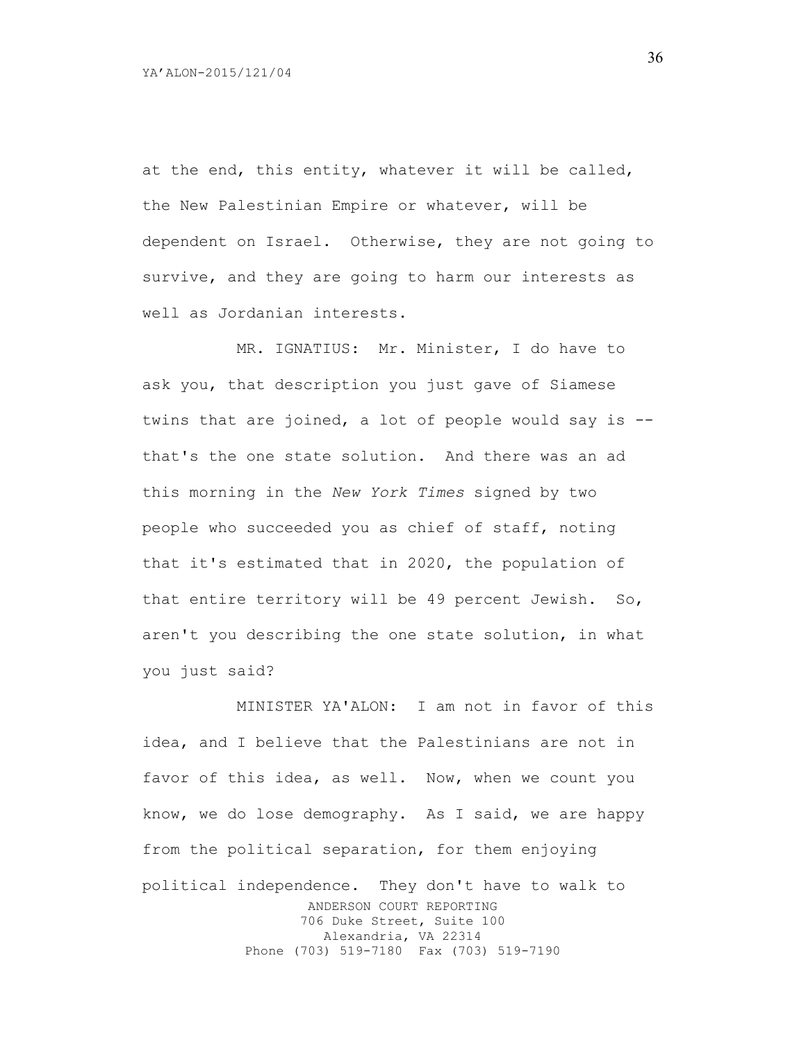at the end, this entity, whatever it will be called, the New Palestinian Empire or whatever, will be dependent on Israel. Otherwise, they are not going to survive, and they are going to harm our interests as well as Jordanian interests.

MR. IGNATIUS: Mr. Minister, I do have to ask you, that description you just gave of Siamese twins that are joined, a lot of people would say is -- that's the one state solution. And there was an ad this morning in the *New York Times* signed by two people who succeeded you as chief of staff, noting that it's estimated that in 2020, the population of that entire territory will be 49 percent Jewish. So, aren't you describing the one state solution, in what you just said?

MINISTER YA'ALON: I am not in favor of this idea, and I believe that the Palestinians are not in favor of this idea, as well. Now, when we count you know, we do lose demography. As I said, we are happy from the political separation, for them enjoying political independence. They don't have to walk to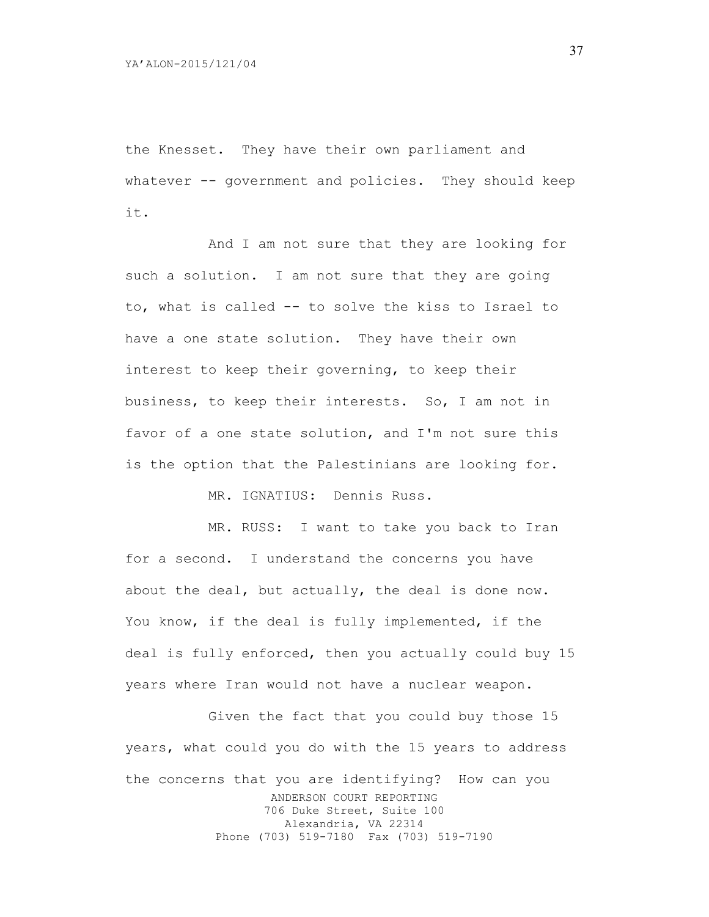the Knesset. They have their own parliament and whatever -- government and policies. They should keep it.

And I am not sure that they are looking for such a solution. I am not sure that they are going to, what is called -- to solve the kiss to Israel to have a one state solution. They have their own interest to keep their governing, to keep their business, to keep their interests. So, I am not in favor of a one state solution, and I'm not sure this is the option that the Palestinians are looking for.

MR. IGNATIUS: Dennis Russ.

MR. RUSS: I want to take you back to Iran for a second. I understand the concerns you have about the deal, but actually, the deal is done now. You know, if the deal is fully implemented, if the deal is fully enforced, then you actually could buy 15 years where Iran would not have a nuclear weapon.

Given the fact that you could buy those 15 years, what could you do with the 15 years to address the concerns that you are identifying? How can you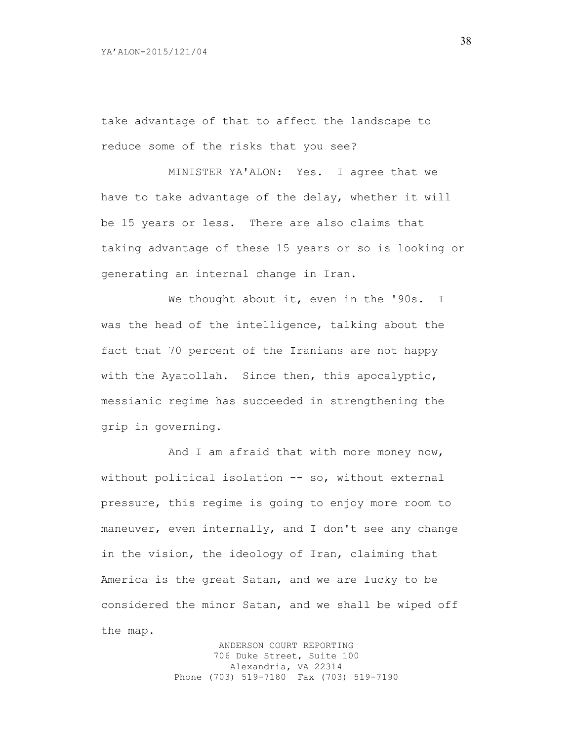take advantage of that to affect the landscape to reduce some of the risks that you see?

MINISTER YA'ALON: Yes. I agree that we have to take advantage of the delay, whether it will be 15 years or less. There are also claims that taking advantage of these 15 years or so is looking or generating an internal change in Iran.

We thought about it, even in the '90s. I was the head of the intelligence, talking about the fact that 70 percent of the Iranians are not happy with the Ayatollah. Since then, this apocalyptic, messianic regime has succeeded in strengthening the grip in governing.

And I am afraid that with more money now, without political isolation -- so, without external pressure, this regime is going to enjoy more room to maneuver, even internally, and I don't see any change in the vision, the ideology of Iran, claiming that America is the great Satan, and we are lucky to be considered the minor Satan, and we shall be wiped off the map.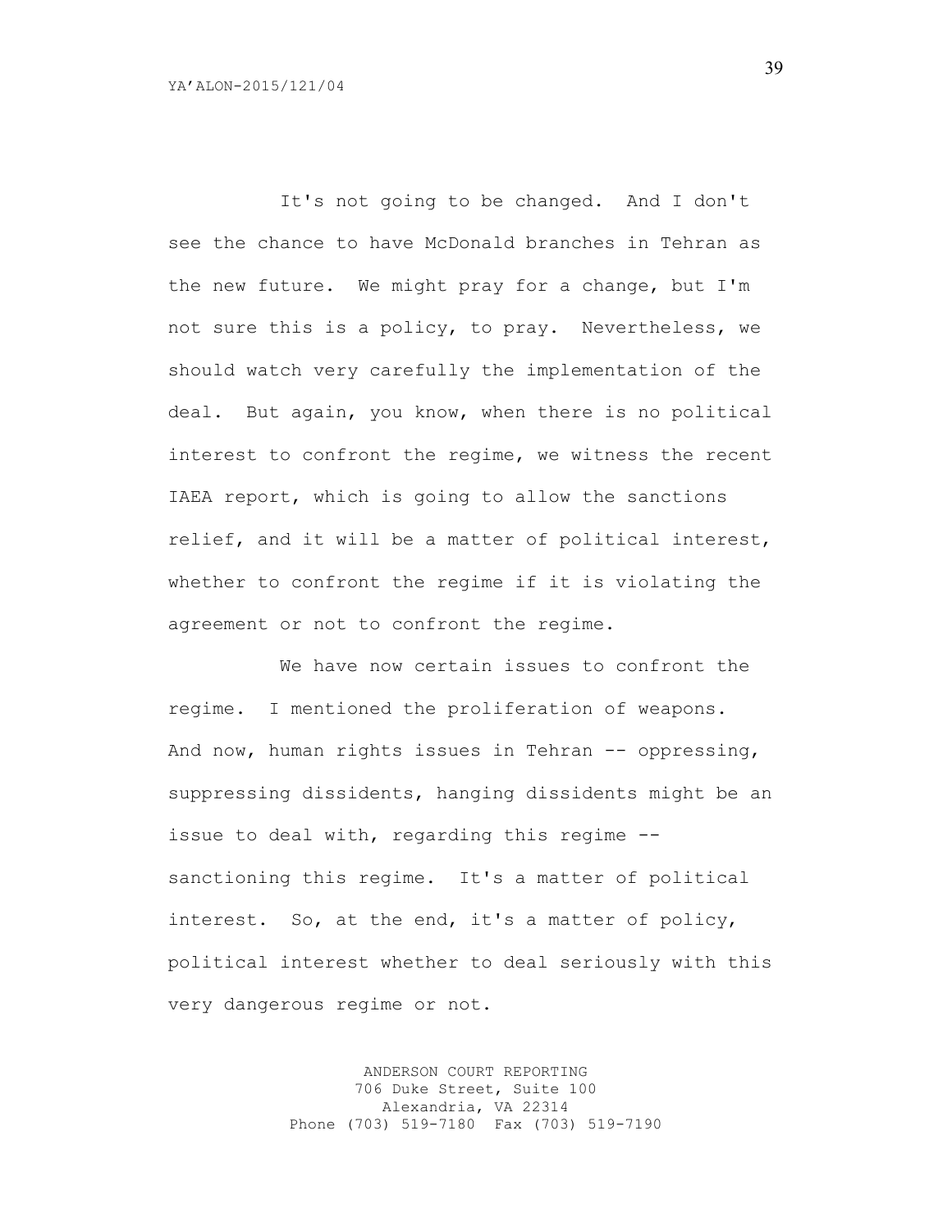It's not going to be changed. And I don't see the chance to have McDonald branches in Tehran as the new future. We might pray for a change, but I'm not sure this is a policy, to pray. Nevertheless, we should watch very carefully the implementation of the deal. But again, you know, when there is no political interest to confront the regime, we witness the recent IAEA report, which is going to allow the sanctions relief, and it will be a matter of political interest, whether to confront the regime if it is violating the agreement or not to confront the regime.

We have now certain issues to confront the regime. I mentioned the proliferation of weapons. And now, human rights issues in Tehran -- oppressing, suppressing dissidents, hanging dissidents might be an issue to deal with, regarding this regime -- sanctioning this regime. It's a matter of political interest. So, at the end, it's a matter of policy, political interest whether to deal seriously with this very dangerous regime or not.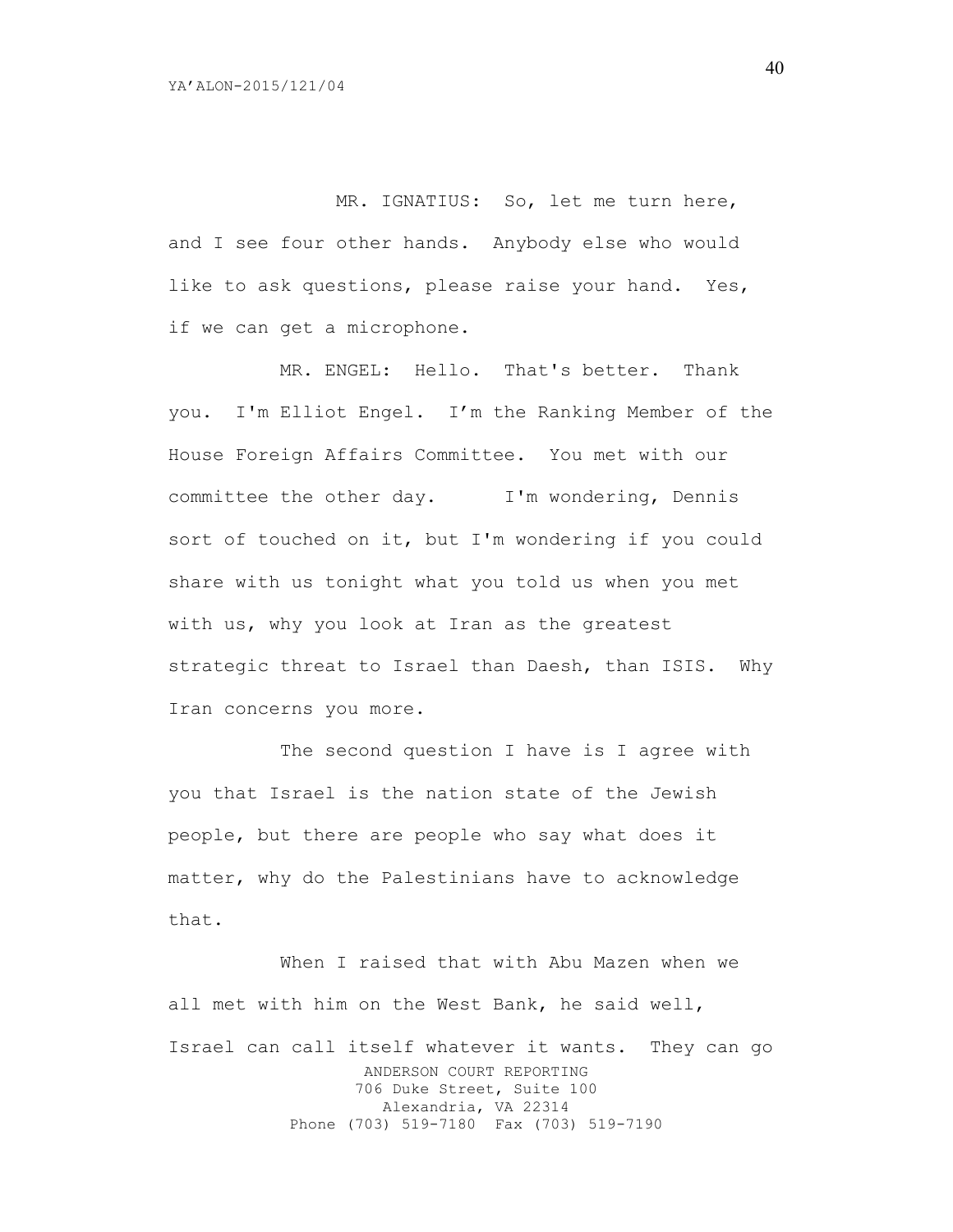MR. IGNATIUS: So, let me turn here, and I see four other hands. Anybody else who would like to ask questions, please raise your hand. Yes, if we can get a microphone.

MR. ENGEL: Hello. That's better. Thank you. I'm Elliot Engel. I'm the Ranking Member of the House Foreign Affairs Committee. You met with our committee the other day. I'm wondering, Dennis sort of touched on it, but I'm wondering if you could share with us tonight what you told us when you met with us, why you look at Iran as the greatest strategic threat to Israel than Daesh, than ISIS. Why Iran concerns you more.

The second question I have is I agree with you that Israel is the nation state of the Jewish people, but there are people who say what does it matter, why do the Palestinians have to acknowledge that.

When I raised that with Abu Mazen when we all met with him on the West Bank, he said well, Israel can call itself whatever it wants. They can go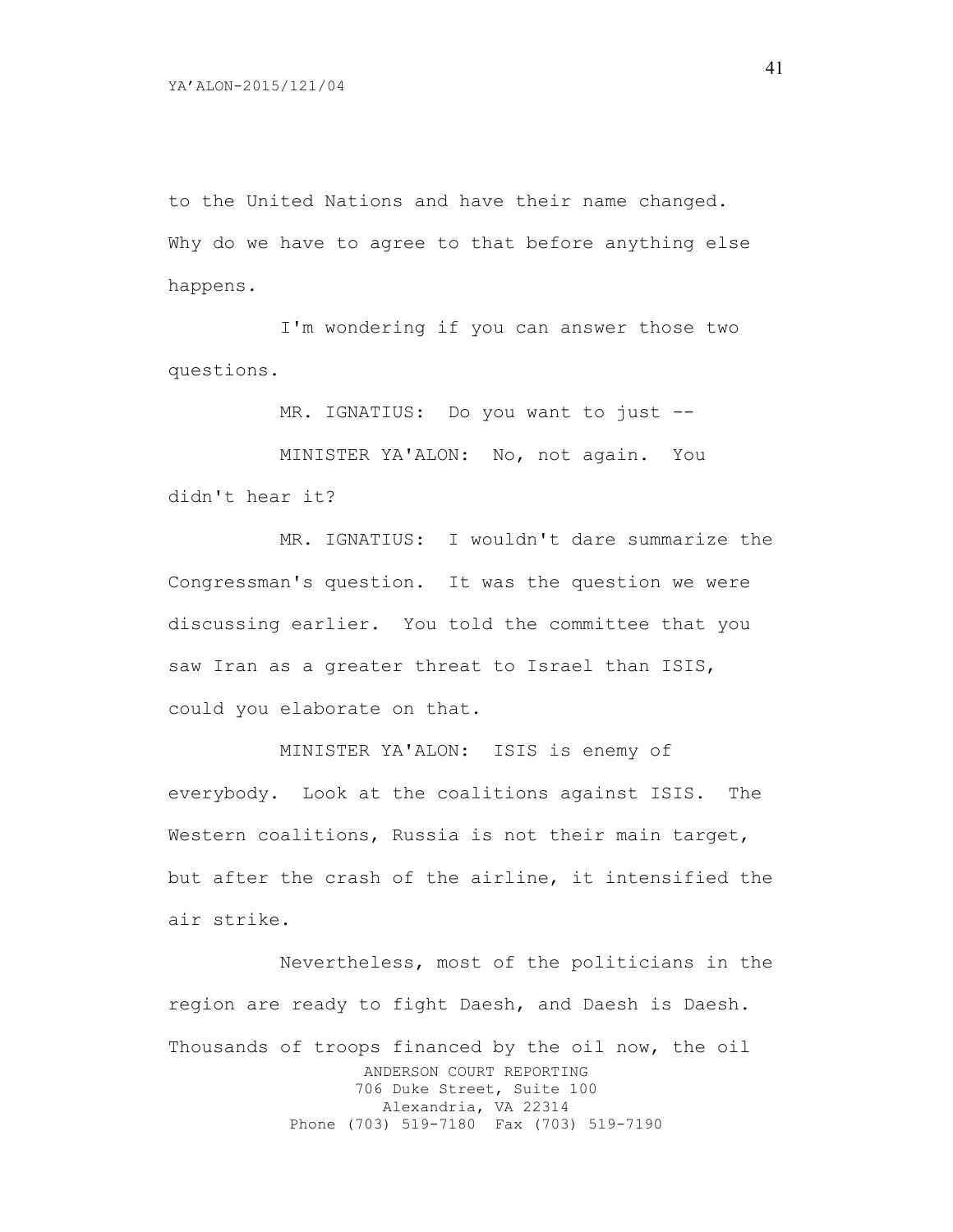to the United Nations and have their name changed. Why do we have to agree to that before anything else happens.

I'm wondering if you can answer those two questions.

MR. IGNATIUS: Do you want to just --

MINISTER YA'ALON: No, not again. You didn't hear it?

MR. IGNATIUS: I wouldn't dare summarize the Congressman's question. It was the question we were discussing earlier. You told the committee that you saw Iran as a greater threat to Israel than ISIS, could you elaborate on that.

MINISTER YA'ALON: ISIS is enemy of everybody. Look at the coalitions against ISIS. The Western coalitions, Russia is not their main target, but after the crash of the airline, it intensified the air strike.

Nevertheless, most of the politicians in the region are ready to fight Daesh, and Daesh is Daesh. Thousands of troops financed by the oil now, the oil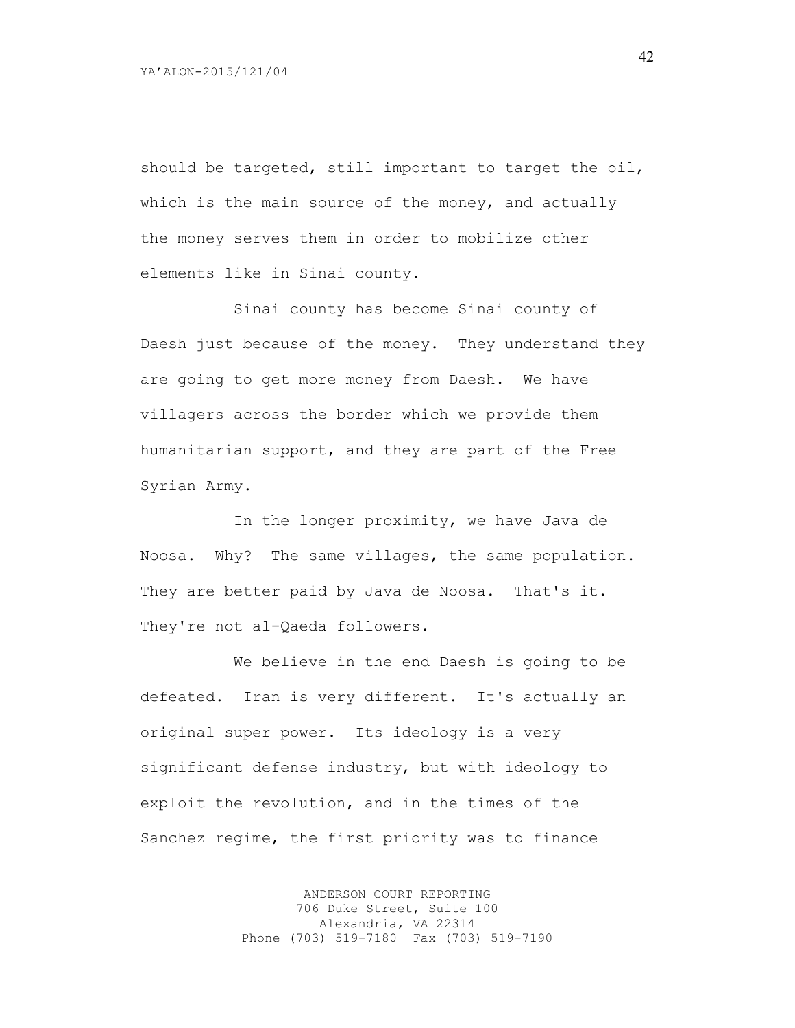should be targeted, still important to target the oil, which is the main source of the money, and actually the money serves them in order to mobilize other elements like in Sinai county.

Sinai county has become Sinai county of Daesh just because of the money. They understand they are going to get more money from Daesh. We have villagers across the border which we provide them humanitarian support, and they are part of the Free Syrian Army.

In the longer proximity, we have Java de Noosa. Why? The same villages, the same population. They are better paid by Java de Noosa. That's it. They're not al-Qaeda followers.

We believe in the end Daesh is going to be defeated. Iran is very different. It's actually an original super power. Its ideology is a very significant defense industry, but with ideology to exploit the revolution, and in the times of the Sanchez regime, the first priority was to finance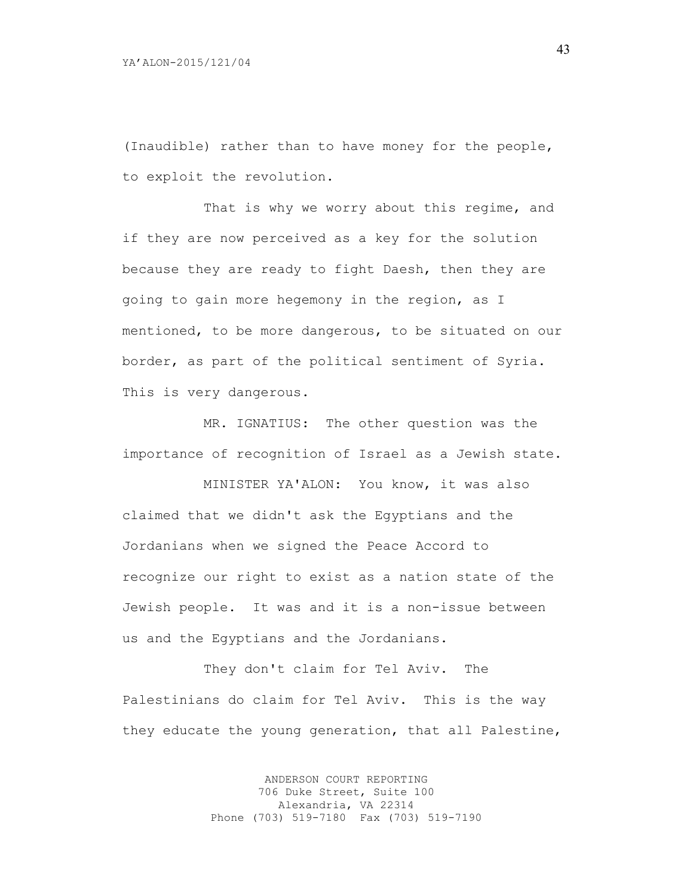(Inaudible) rather than to have money for the people, to exploit the revolution.

That is why we worry about this regime, and if they are now perceived as a key for the solution because they are ready to fight Daesh, then they are going to gain more hegemony in the region, as I mentioned, to be more dangerous, to be situated on our border, as part of the political sentiment of Syria. This is very dangerous.

MR. IGNATIUS: The other question was the importance of recognition of Israel as a Jewish state.

MINISTER YA'ALON: You know, it was also claimed that we didn't ask the Egyptians and the Jordanians when we signed the Peace Accord to recognize our right to exist as a nation state of the Jewish people. It was and it is a non-issue between us and the Egyptians and the Jordanians.

They don't claim for Tel Aviv. The Palestinians do claim for Tel Aviv. This is the way they educate the young generation, that all Palestine,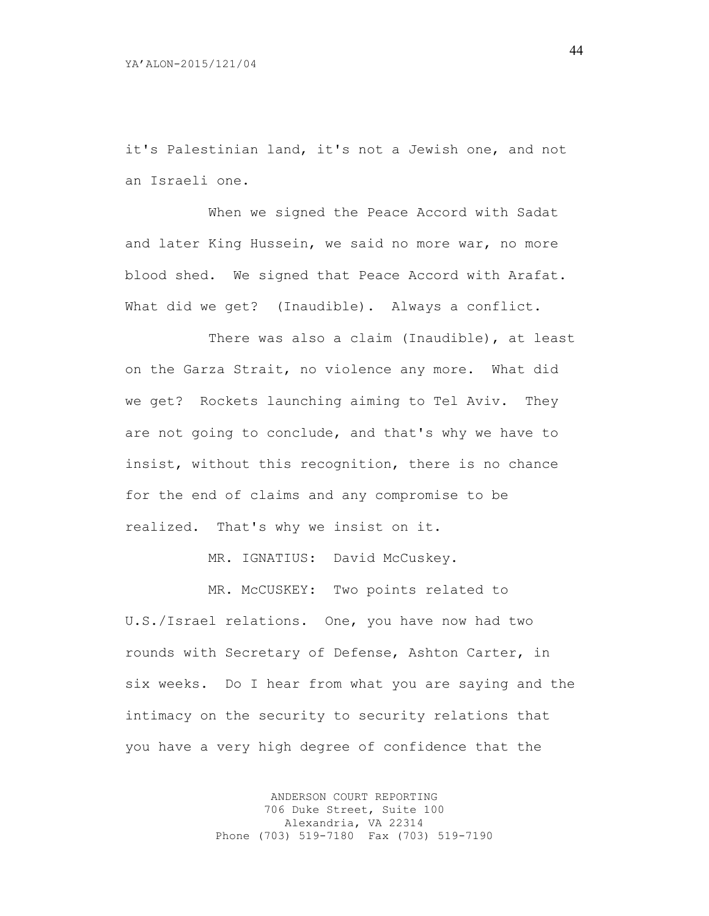it's Palestinian land, it's not a Jewish one, and not an Israeli one.

When we signed the Peace Accord with Sadat and later King Hussein, we said no more war, no more blood shed. We signed that Peace Accord with Arafat. What did we get? (Inaudible). Always a conflict.

There was also a claim (Inaudible), at least on the Garza Strait, no violence any more. What did we get? Rockets launching aiming to Tel Aviv. They are not going to conclude, and that's why we have to insist, without this recognition, there is no chance for the end of claims and any compromise to be realized. That's why we insist on it.

MR. IGNATIUS: David McCuskey.

MR. McCUSKEY: Two points related to U.S./Israel relations. One, you have now had two rounds with Secretary of Defense, Ashton Carter, in six weeks. Do I hear from what you are saying and the intimacy on the security to security relations that you have a very high degree of confidence that the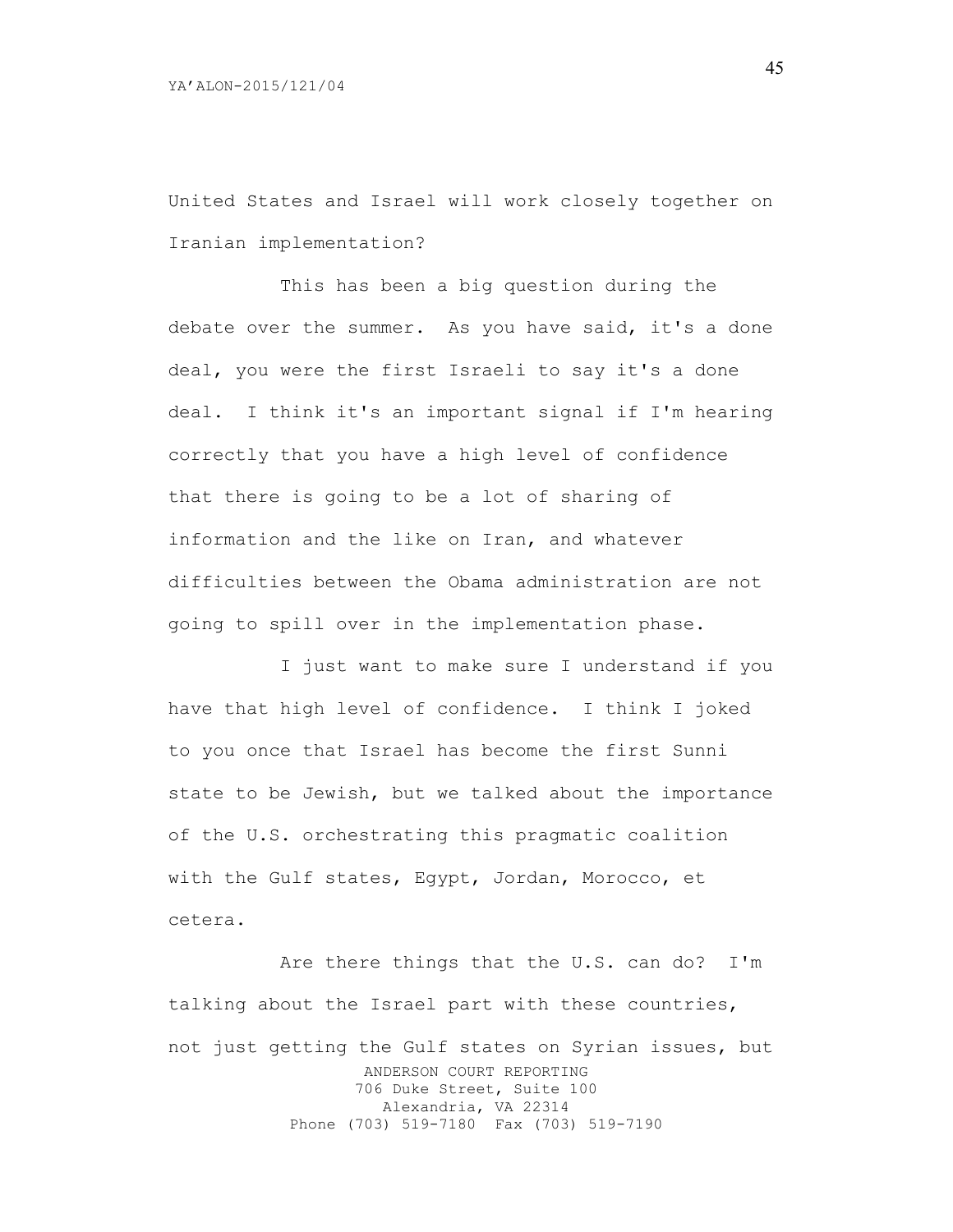United States and Israel will work closely together on Iranian implementation?

This has been a big question during the debate over the summer. As you have said, it's a done deal, you were the first Israeli to say it's a done deal. I think it's an important signal if I'm hearing correctly that you have a high level of confidence that there is going to be a lot of sharing of information and the like on Iran, and whatever difficulties between the Obama administration are not going to spill over in the implementation phase.

I just want to make sure I understand if you have that high level of confidence. I think I joked to you once that Israel has become the first Sunni state to be Jewish, but we talked about the importance of the U.S. orchestrating this pragmatic coalition with the Gulf states, Egypt, Jordan, Morocco, et cetera.

Are there things that the U.S. can do? I'm talking about the Israel part with these countries, not just getting the Gulf states on Syrian issues, but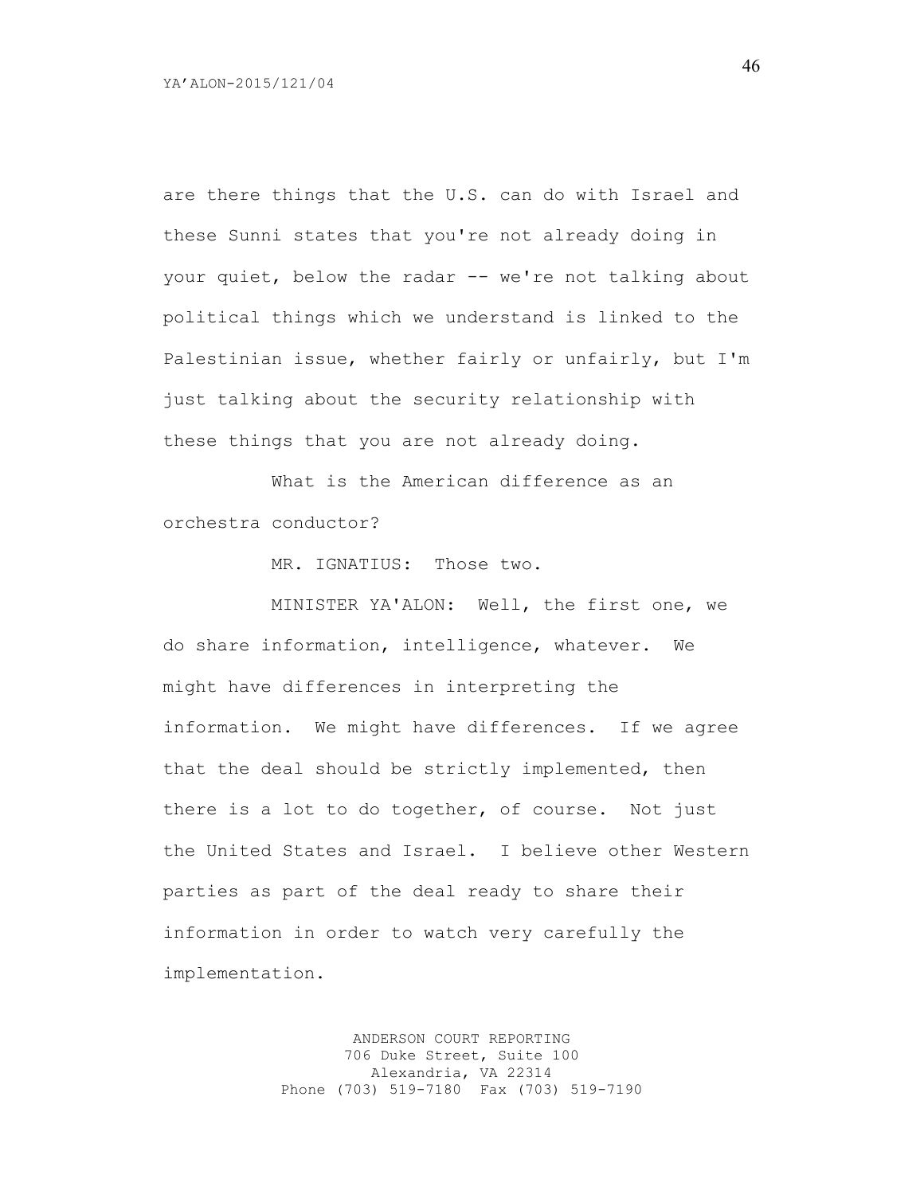are there things that the U.S. can do with Israel and these Sunni states that you're not already doing in your quiet, below the radar -- we're not talking about political things which we understand is linked to the Palestinian issue, whether fairly or unfairly, but I'm just talking about the security relationship with these things that you are not already doing.

What is the American difference as an orchestra conductor?

MR. IGNATIUS: Those two.

MINISTER YA'ALON: Well, the first one, we do share information, intelligence, whatever. We might have differences in interpreting the information. We might have differences. If we agree that the deal should be strictly implemented, then there is a lot to do together, of course. Not just the United States and Israel. I believe other Western parties as part of the deal ready to share their information in order to watch very carefully the implementation.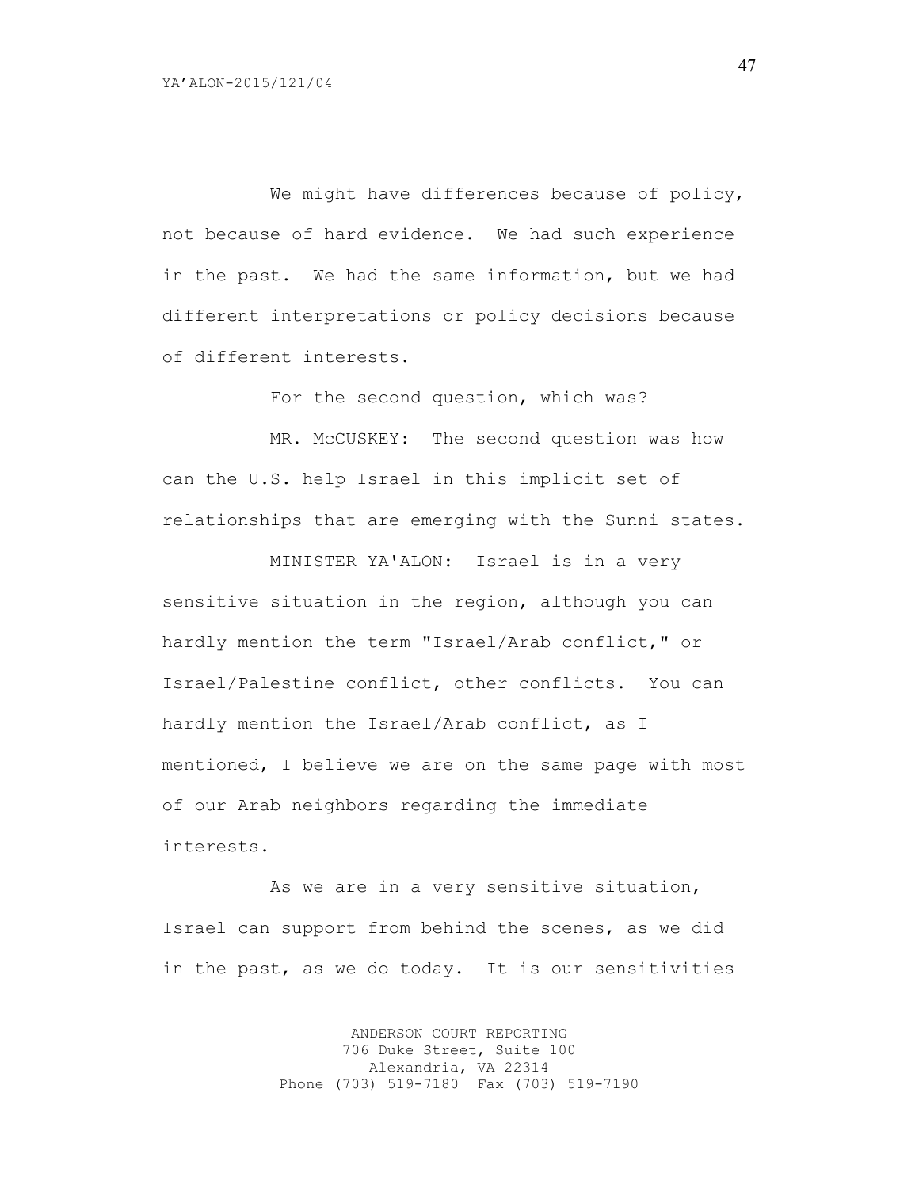We might have differences because of policy, not because of hard evidence. We had such experience in the past. We had the same information, but we had different interpretations or policy decisions because of different interests.

For the second question, which was?

MR. McCUSKEY: The second question was how can the U.S. help Israel in this implicit set of relationships that are emerging with the Sunni states.

MINISTER YA'ALON: Israel is in a very sensitive situation in the region, although you can hardly mention the term "Israel/Arab conflict," or Israel/Palestine conflict, other conflicts. You can hardly mention the Israel/Arab conflict, as I mentioned, I believe we are on the same page with most of our Arab neighbors regarding the immediate interests.

As we are in a very sensitive situation, Israel can support from behind the scenes, as we did in the past, as we do today. It is our sensitivities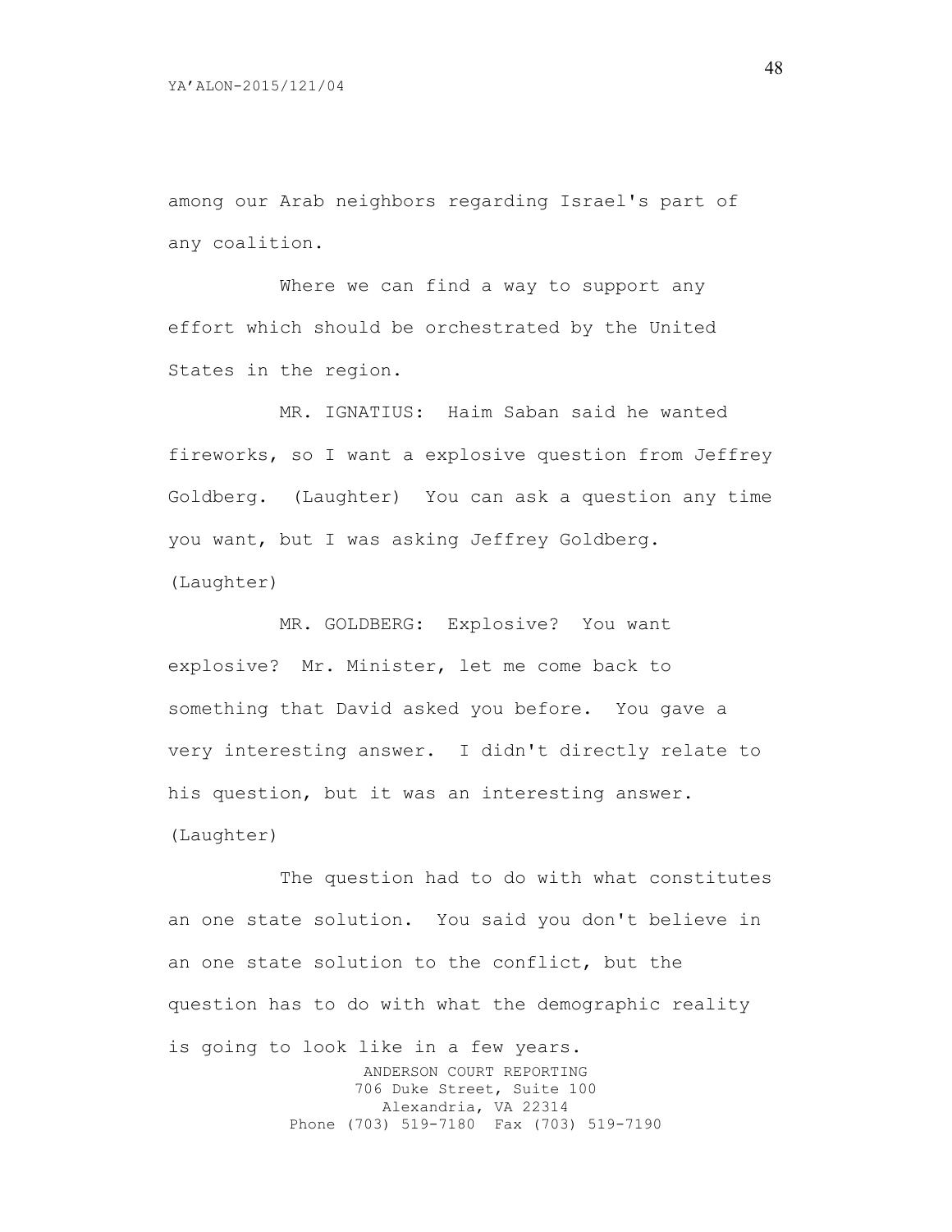among our Arab neighbors regarding Israel's part of any coalition.

Where we can find a way to support any effort which should be orchestrated by the United States in the region.

MR. IGNATIUS: Haim Saban said he wanted fireworks, so I want a explosive question from Jeffrey Goldberg. (Laughter) You can ask a question any time you want, but I was asking Jeffrey Goldberg. (Laughter)

MR. GOLDBERG: Explosive? You want explosive? Mr. Minister, let me come back to something that David asked you before. You gave a very interesting answer. I didn't directly relate to his question, but it was an interesting answer. (Laughter)

The question had to do with what constitutes an one state solution. You said you don't believe in an one state solution to the conflict, but the question has to do with what the demographic reality is going to look like in a few years.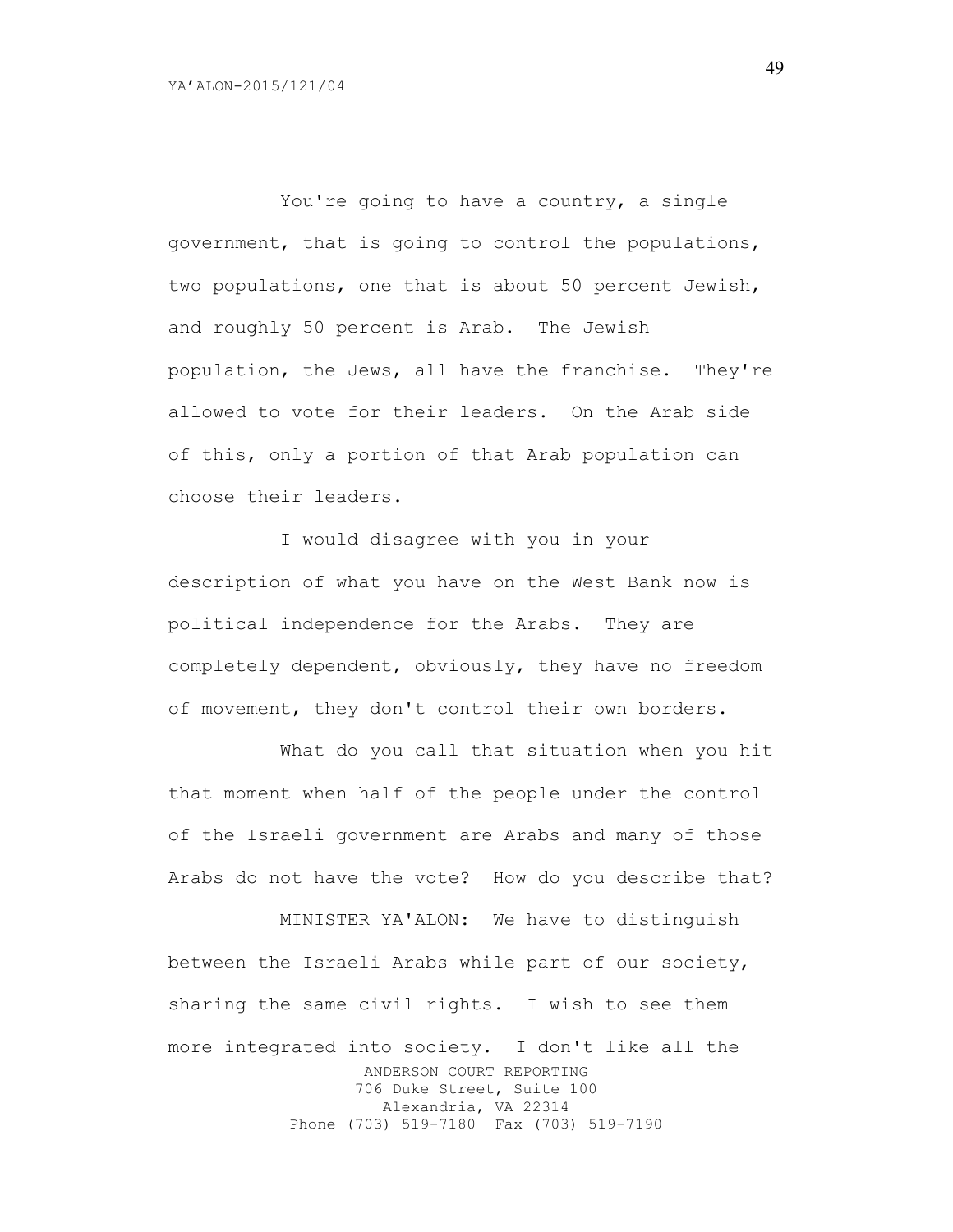You're going to have a country, a single government, that is going to control the populations, two populations, one that is about 50 percent Jewish, and roughly 50 percent is Arab. The Jewish population, the Jews, all have the franchise. They're allowed to vote for their leaders. On the Arab side of this, only a portion of that Arab population can choose their leaders.

I would disagree with you in your description of what you have on the West Bank now is political independence for the Arabs. They are completely dependent, obviously, they have no freedom of movement, they don't control their own borders.

What do you call that situation when you hit that moment when half of the people under the control of the Israeli government are Arabs and many of those Arabs do not have the vote? How do you describe that?

MINISTER YA'ALON: We have to distinguish between the Israeli Arabs while part of our society, sharing the same civil rights. I wish to see them more integrated into society. I don't like all the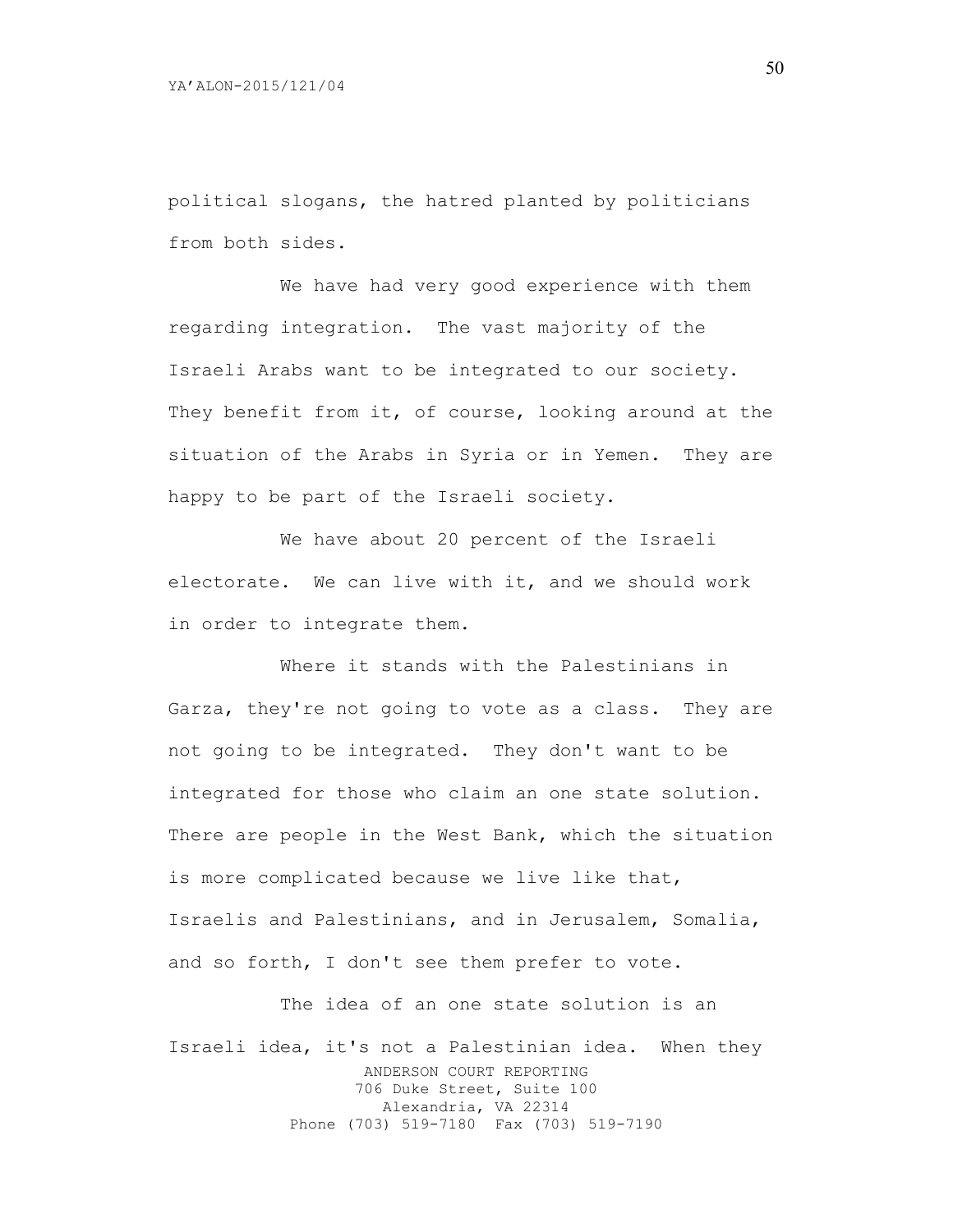political slogans, the hatred planted by politicians from both sides.

We have had very good experience with them regarding integration. The vast majority of the Israeli Arabs want to be integrated to our society. They benefit from it, of course, looking around at the situation of the Arabs in Syria or in Yemen. They are happy to be part of the Israeli society.

We have about 20 percent of the Israeli electorate. We can live with it, and we should work in order to integrate them.

Where it stands with the Palestinians in Garza, they're not going to vote as a class. They are not going to be integrated. They don't want to be integrated for those who claim an one state solution. There are people in the West Bank, which the situation is more complicated because we live like that, Israelis and Palestinians, and in Jerusalem, Somalia, and so forth, I don't see them prefer to vote.

The idea of an one state solution is an Israeli idea, it's not a Palestinian idea. When they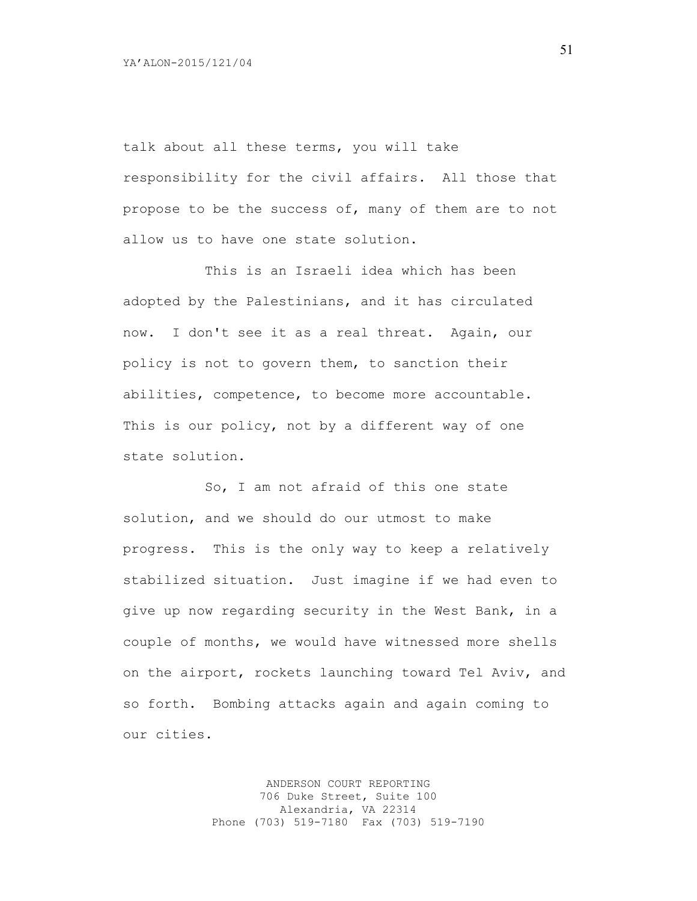talk about all these terms, you will take responsibility for the civil affairs. All those that propose to be the success of, many of them are to not allow us to have one state solution.

This is an Israeli idea which has been adopted by the Palestinians, and it has circulated now. I don't see it as a real threat. Again, our policy is not to govern them, to sanction their abilities, competence, to become more accountable. This is our policy, not by a different way of one state solution.

So, I am not afraid of this one state solution, and we should do our utmost to make progress. This is the only way to keep a relatively stabilized situation. Just imagine if we had even to give up now regarding security in the West Bank, in a couple of months, we would have witnessed more shells on the airport, rockets launching toward Tel Aviv, and so forth. Bombing attacks again and again coming to our cities.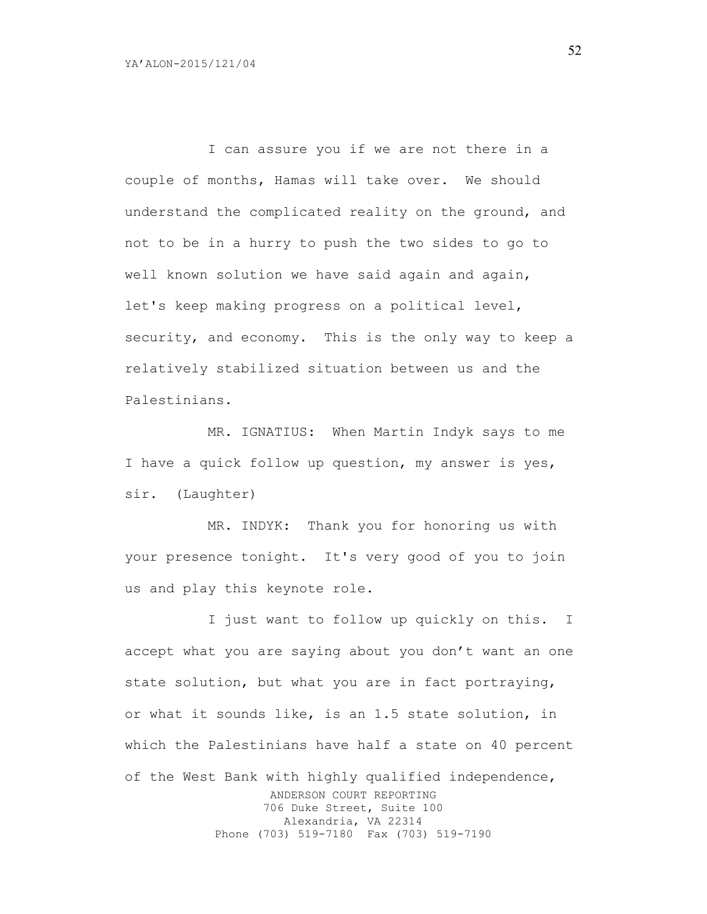I can assure you if we are not there in a couple of months, Hamas will take over. We should understand the complicated reality on the ground, and not to be in a hurry to push the two sides to go to well known solution we have said again and again, let's keep making progress on a political level, security, and economy. This is the only way to keep a relatively stabilized situation between us and the Palestinians.

MR. IGNATIUS: When Martin Indyk says to me I have a quick follow up question, my answer is yes, sir. (Laughter)

MR. INDYK: Thank you for honoring us with your presence tonight. It's very good of you to join us and play this keynote role.

I just want to follow up quickly on this. I accept what you are saying about you don't want an one state solution, but what you are in fact portraying, or what it sounds like, is an 1.5 state solution, in which the Palestinians have half a state on 40 percent of the West Bank with highly qualified independence,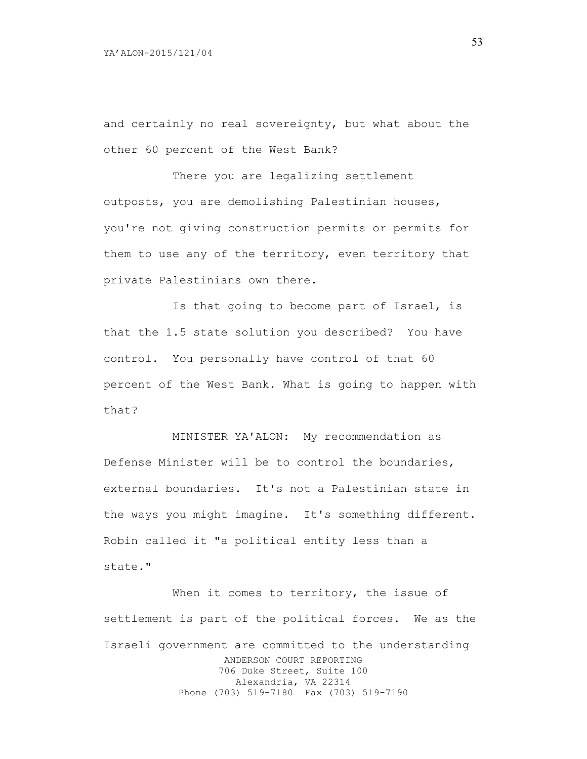and certainly no real sovereignty, but what about the other 60 percent of the West Bank?

There you are legalizing settlement outposts, you are demolishing Palestinian houses, you're not giving construction permits or permits for them to use any of the territory, even territory that private Palestinians own there.

Is that going to become part of Israel, is that the 1.5 state solution you described? You have control. You personally have control of that 60 percent of the West Bank. What is going to happen with that?

MINISTER YA'ALON: My recommendation as Defense Minister will be to control the boundaries, external boundaries. It's not a Palestinian state in the ways you might imagine. It's something different. Robin called it "a political entity less than a state."

When it comes to territory, the issue of settlement is part of the political forces. We as the Israeli government are committed to the understanding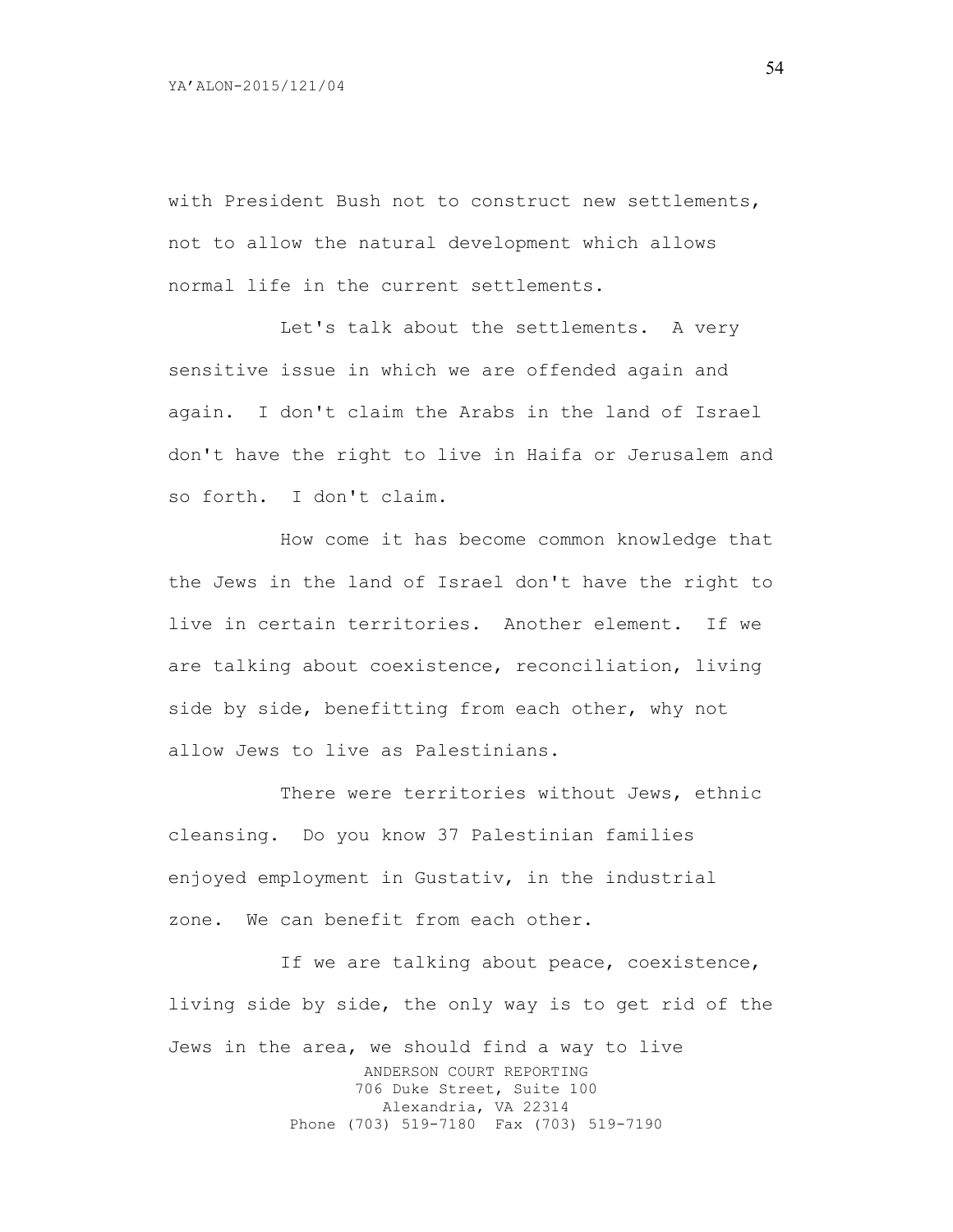with President Bush not to construct new settlements, not to allow the natural development which allows normal life in the current settlements.

Let's talk about the settlements. A very sensitive issue in which we are offended again and again. I don't claim the Arabs in the land of Israel don't have the right to live in Haifa or Jerusalem and so forth. I don't claim.

How come it has become common knowledge that the Jews in the land of Israel don't have the right to live in certain territories. Another element. If we are talking about coexistence, reconciliation, living side by side, benefitting from each other, why not allow Jews to live as Palestinians.

There were territories without Jews, ethnic cleansing. Do you know 37 Palestinian families enjoyed employment in Gustativ, in the industrial zone. We can benefit from each other.

If we are talking about peace, coexistence, living side by side, the only way is to get rid of the Jews in the area, we should find a way to live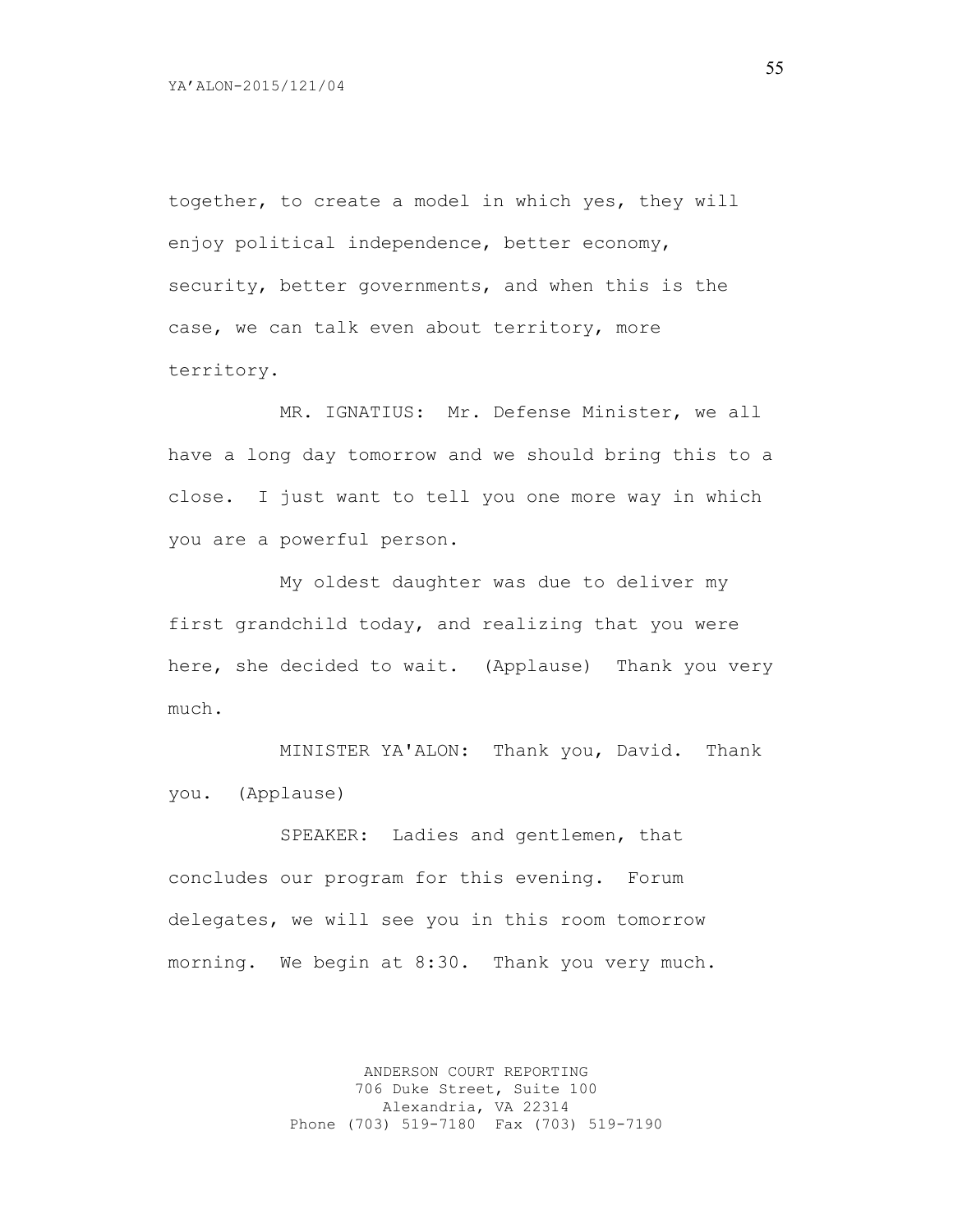together, to create a model in which yes, they will enjoy political independence, better economy, security, better governments, and when this is the case, we can talk even about territory, more territory.

MR. IGNATIUS: Mr. Defense Minister, we all have a long day tomorrow and we should bring this to a close. I just want to tell you one more way in which you are a powerful person.

My oldest daughter was due to deliver my first grandchild today, and realizing that you were here, she decided to wait. (Applause) Thank you very much.

MINISTER YA'ALON: Thank you, David. Thank you. (Applause)

SPEAKER: Ladies and gentlemen, that concludes our program for this evening. Forum delegates, we will see you in this room tomorrow morning. We begin at 8:30. Thank you very much.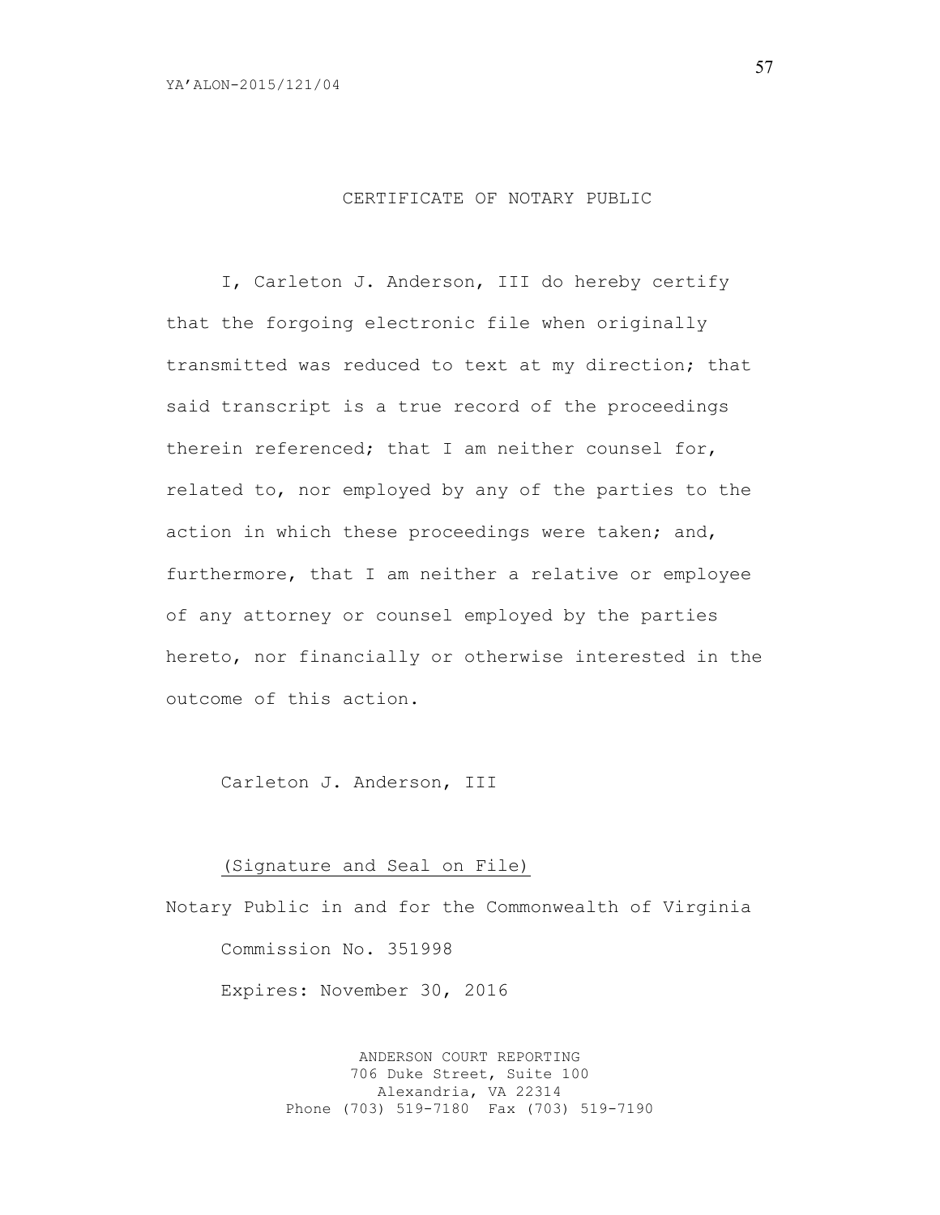# CERTIFICATE OF NOTARY PUBLIC

I, Carleton J. Anderson, III do hereby certify that the forgoing electronic file when originally transmitted was reduced to text at my direction; that said transcript is a true record of the proceedings therein referenced; that I am neither counsel for, related to, nor employed by any of the parties to the action in which these proceedings were taken; and, furthermore, that I am neither a relative or employee of any attorney or counsel employed by the parties hereto, nor financially or otherwise interested in the outcome of this action.

Carleton J. Anderson, III

(Signature and Seal on File)

Notary Public in and for the Commonwealth of Virginia

Commission No. 351998

Expires: November 30, 2016